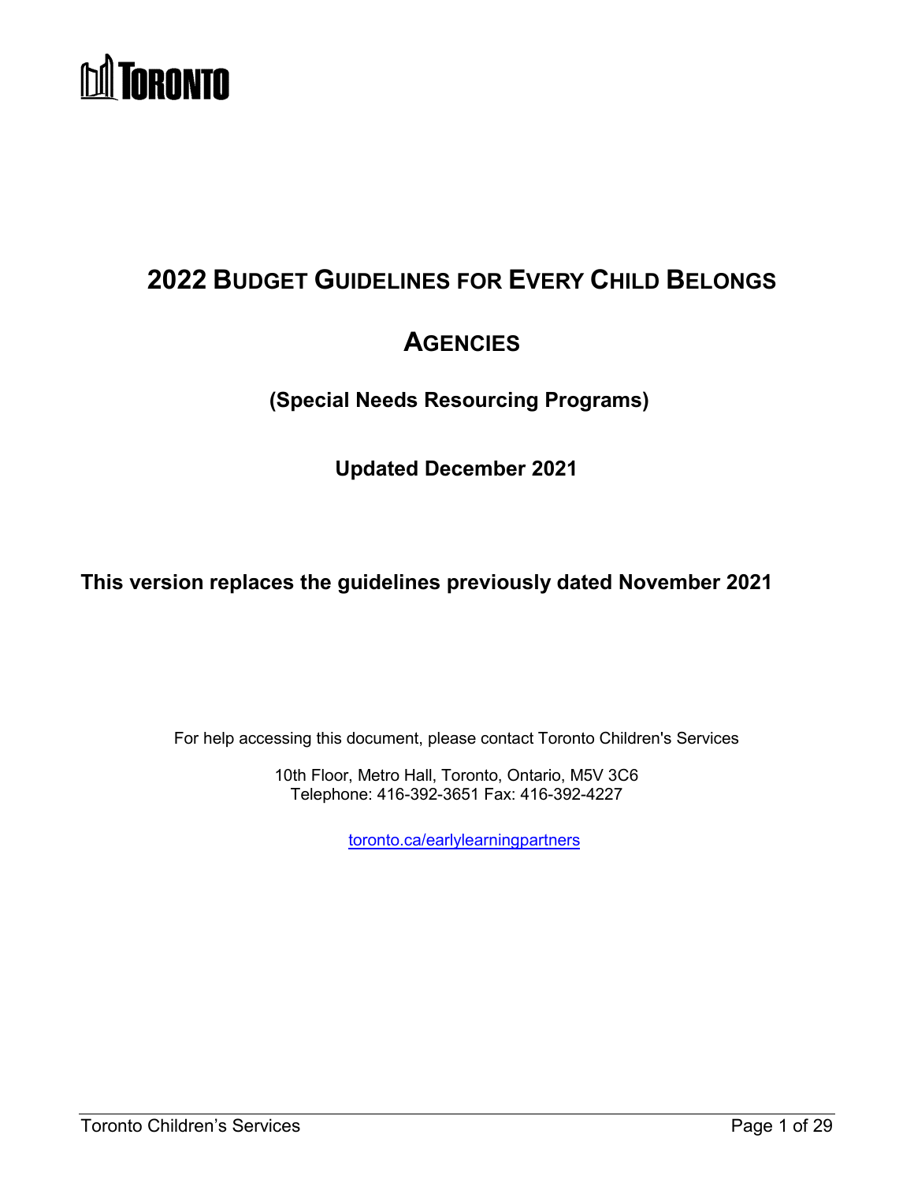# 2022 BUDGET GUIDELINES FOR EVERY CHILD BELONGS AGENCIES

## (Special Needs Resourcing Programs)

## Updated December 2021

**This version replaces the guidelines previously dated November 2021**

For help accessing this document, please contact Toronto Children's Services

10th Floor, Metro Hall, Toronto, Ontario, M5V 3C6
Telephone: 416-392-3651 Fax: 416-392-4227

[toronto.ca/earlylearningpartners](toronto.ca/earlylearningpartners)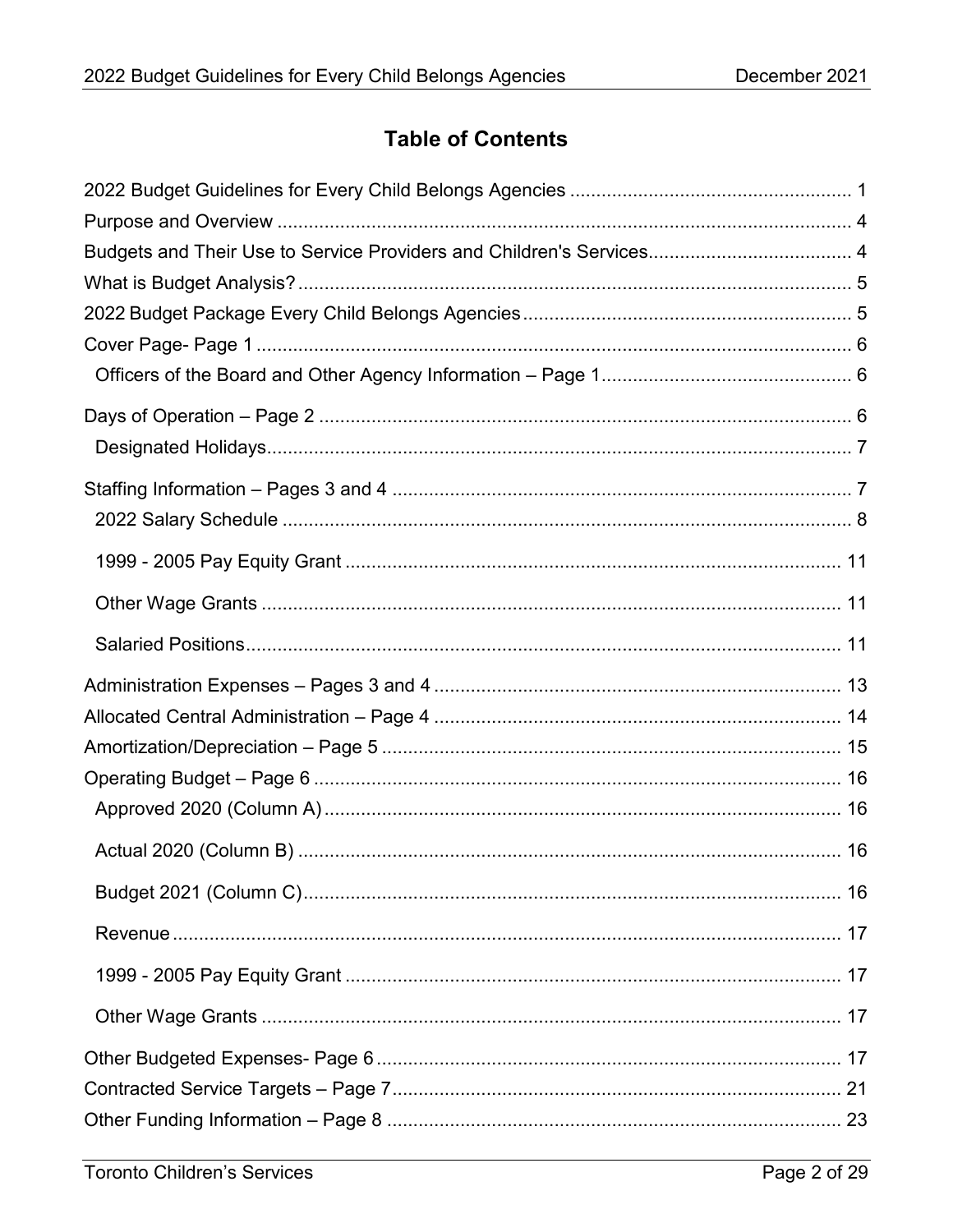## Table of Contents

2022 Budget Guidelines for Every Child Belongs Agencies ..... 1
Purpose and Overview ..... 4
Budgets and Their Use to Service Providers and Children's Services ..... 4
What is Budget Analysis? ..... 5
2022 Budget Package Every Child Belongs Agencies ..... 5
Cover Page- Page 1 ..... 6
- Officers of the Board and Other Agency Information – Page 1 ..... 6

Days of Operation – Page 2 ..... 6
- Designated Holidays ..... 7

Staffing Information – Pages 3 and 4 ..... 7
- 2022 Salary Schedule ..... 8
- 1999 - 2005 Pay Equity Grant ..... 11
- Other Wage Grants ..... 11
- Salaried Positions ..... 11

Administration Expenses – Pages 3 and 4 ..... 13
Allocated Central Administration – Page 4 ..... 14
Amortization/Depreciation – Page 5 ..... 15
Operating Budget – Page 6 ..... 16
- Approved 2020 (Column A) ..... 16
- Actual 2020 (Column B) ..... 16
- Budget 2021 (Column C) ..... 16
- Revenue ..... 17
- 1999 - 2005 Pay Equity Grant ..... 17
- Other Wage Grants ..... 17

Other Budgeted Expenses- Page 6 ..... 17
Contracted Service Targets – Page 7 ..... 21
Other Funding Information – Page 8 ..... 23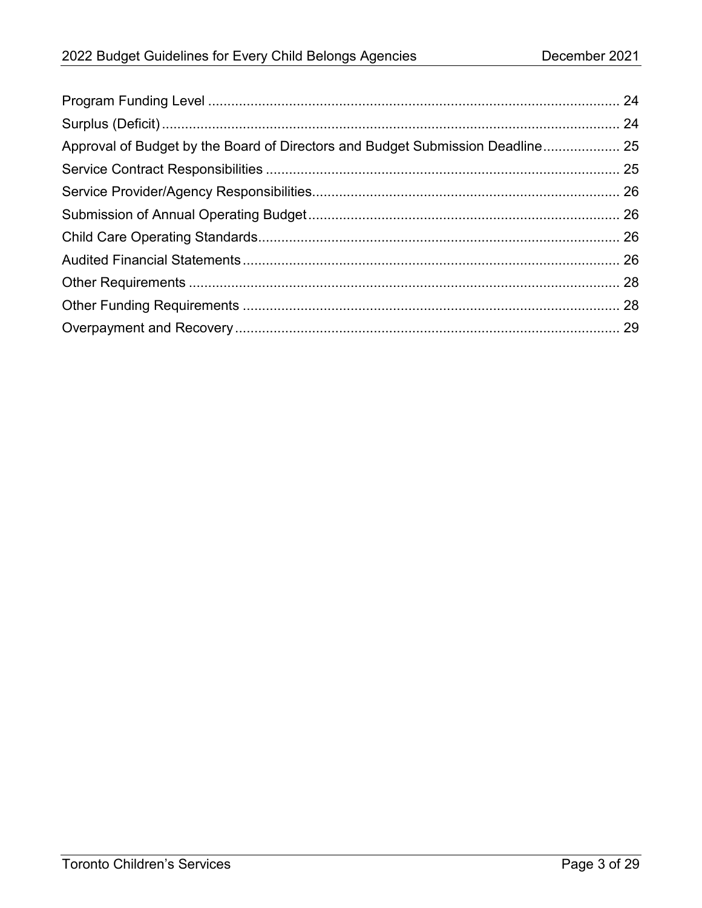Program Funding Level ........................................................................................................ 24
Surplus (Deficit) .................................................................................................................. 24
Approval of Budget by the Board of Directors and Budget Submission Deadline .................... 25
Service Contract Responsibilities ........................................................................................ 25
Service Provider/Agency Responsibilities ............................................................................. 26
Submission of Annual Operating Budget .............................................................................. 26
Child Care Operating Standards ........................................................................................... 26
Audited Financial Statements ............................................................................................... 26
Other Requirements ............................................................................................................. 28
Other Funding Requirements ............................................................................................... 28
Overpayment and Recovery ................................................................................................. 29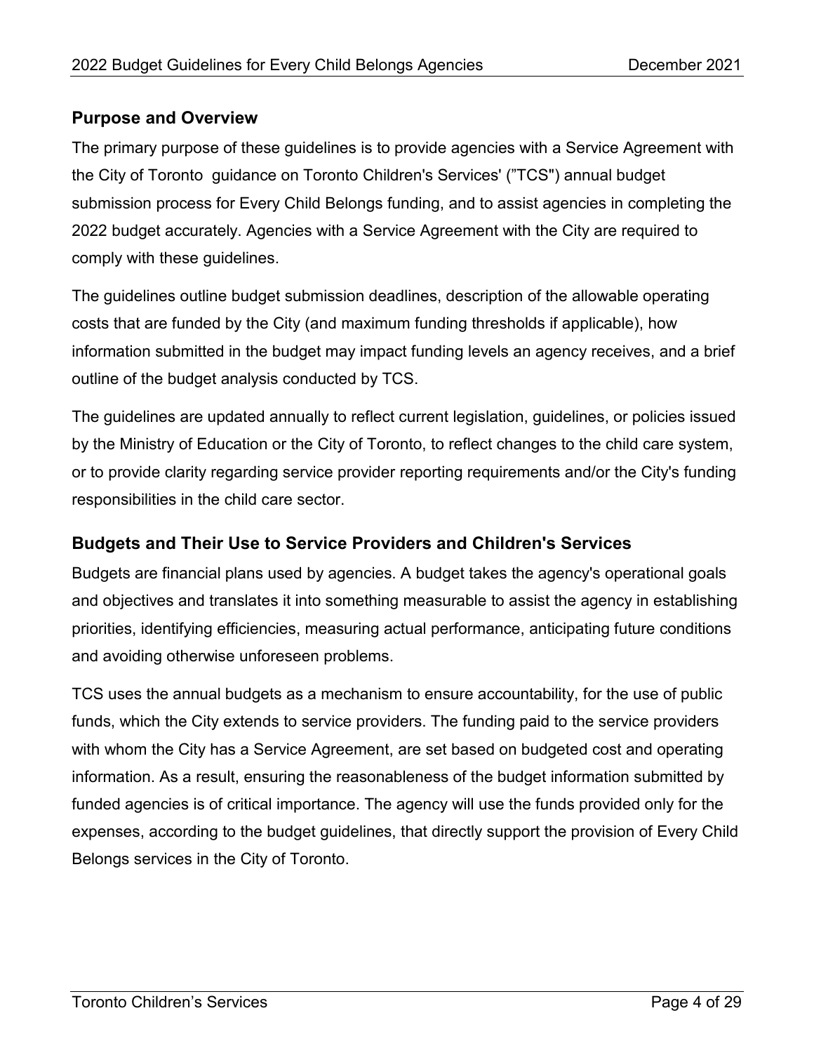## Purpose and Overview

The primary purpose of these guidelines is to provide agencies with a Service Agreement with the City of Toronto guidance on Toronto Children's Services' (”TCS") annual budget submission process for Every Child Belongs funding, and to assist agencies in completing the 2022 budget accurately. Agencies with a Service Agreement with the City are required to comply with these guidelines.

The guidelines outline budget submission deadlines, description of the allowable operating costs that are funded by the City (and maximum funding thresholds if applicable), how information submitted in the budget may impact funding levels an agency receives, and a brief outline of the budget analysis conducted by TCS.

The guidelines are updated annually to reflect current legislation, guidelines, or policies issued by the Ministry of Education or the City of Toronto, to reflect changes to the child care system, or to provide clarity regarding service provider reporting requirements and/or the City's funding responsibilities in the child care sector.

## Budgets and Their Use to Service Providers and Children's Services

Budgets are financial plans used by agencies. A budget takes the agency's operational goals and objectives and translates it into something measurable to assist the agency in establishing priorities, identifying efficiencies, measuring actual performance, anticipating future conditions and avoiding otherwise unforeseen problems.

TCS uses the annual budgets as a mechanism to ensure accountability, for the use of public funds, which the City extends to service providers. The funding paid to the service providers with whom the City has a Service Agreement, are set based on budgeted cost and operating information. As a result, ensuring the reasonableness of the budget information submitted by funded agencies is of critical importance. The agency will use the funds provided only for the expenses, according to the budget guidelines, that directly support the provision of Every Child Belongs services in the City of Toronto.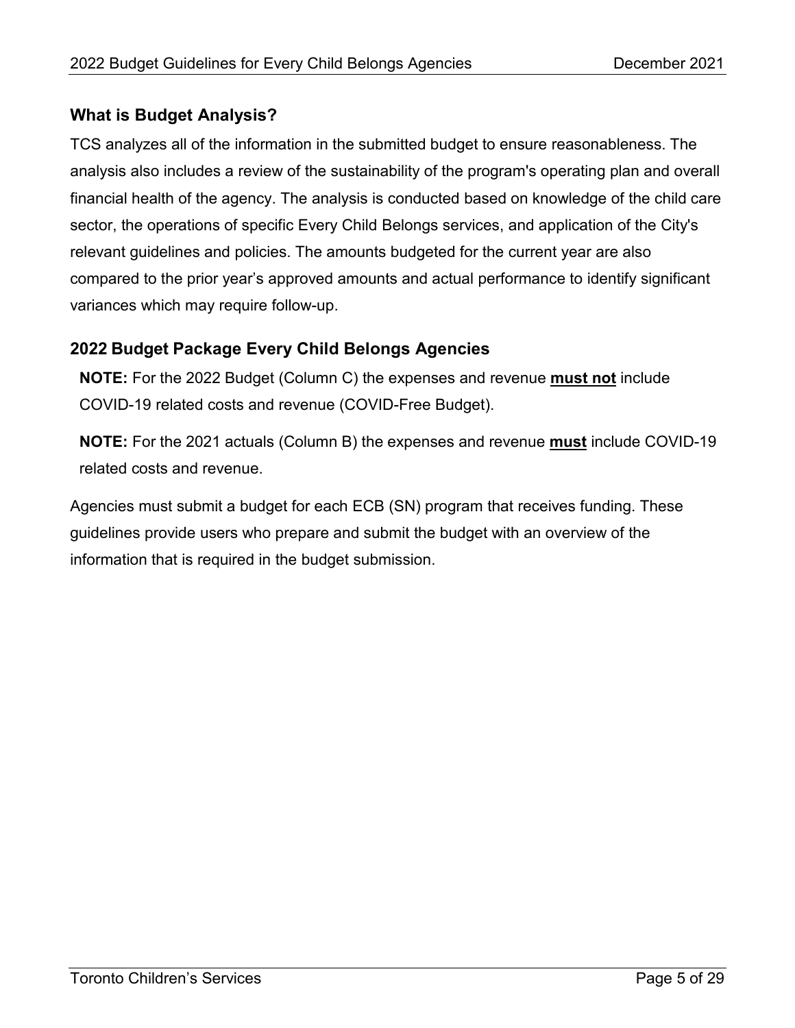## What is Budget Analysis?

TCS analyzes all of the information in the submitted budget to ensure reasonableness. The analysis also includes a review of the sustainability of the program's operating plan and overall financial health of the agency. The analysis is conducted based on knowledge of the child care sector, the operations of specific Every Child Belongs services, and application of the City's relevant guidelines and policies. The amounts budgeted for the current year are also compared to the prior year's approved amounts and actual performance to identify significant variances which may require follow-up.

## 2022 Budget Package Every Child Belongs Agencies

**NOTE:** For the 2022 Budget (Column C) the expenses and revenue **must not** include COVID-19 related costs and revenue (COVID-Free Budget).

**NOTE:** For the 2021 actuals (Column B) the expenses and revenue **must** include COVID-19 related costs and revenue.

Agencies must submit a budget for each ECB (SN) program that receives funding. These guidelines provide users who prepare and submit the budget with an overview of the information that is required in the budget submission.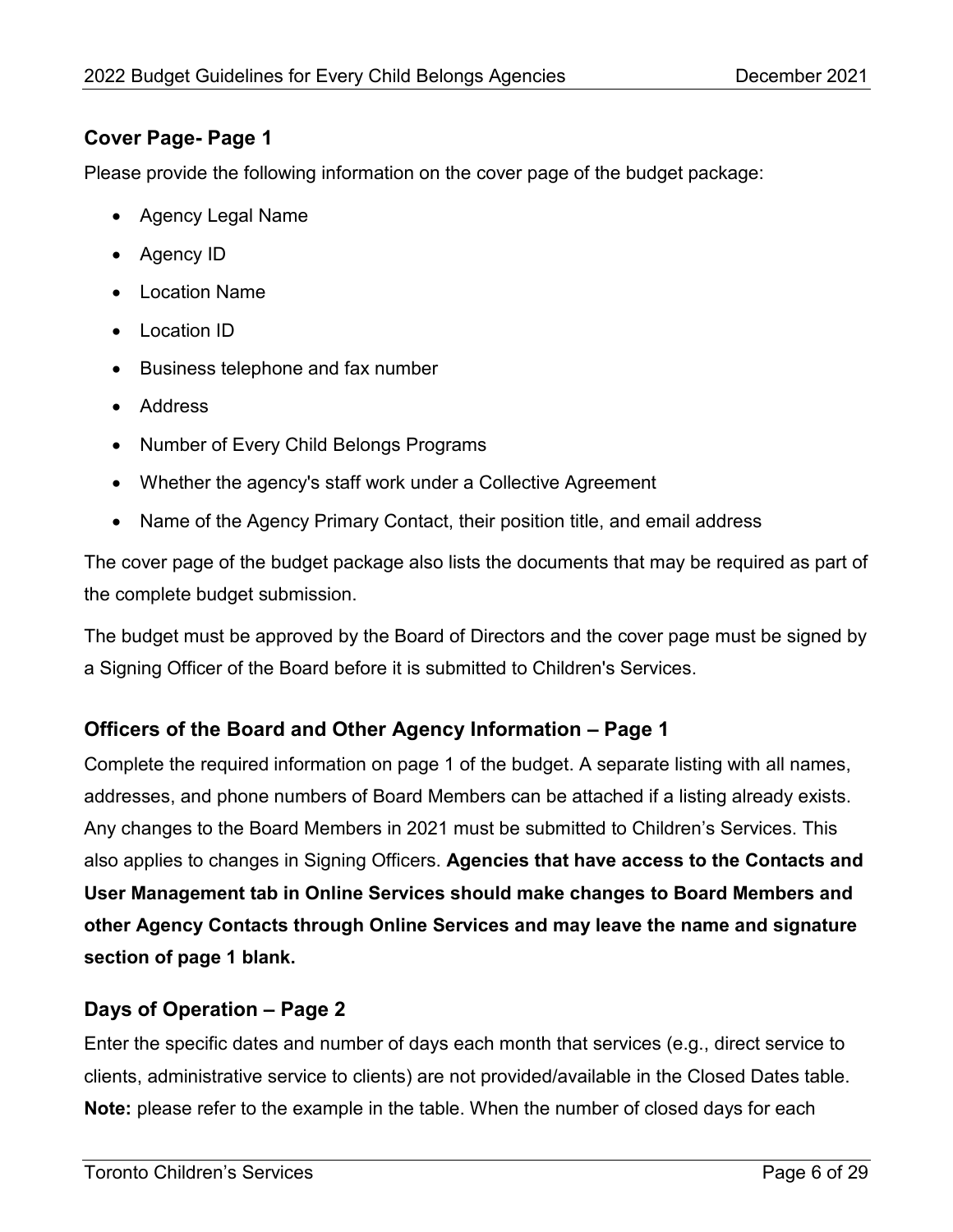## Cover Page- Page 1

Please provide the following information on the cover page of the budget package:

- Agency Legal Name
- Agency ID
- Location Name
- Location ID
- Business telephone and fax number
- Address
- Number of Every Child Belongs Programs
- Whether the agency's staff work under a Collective Agreement
- Name of the Agency Primary Contact, their position title, and email address

The cover page of the budget package also lists the documents that may be required as part of the complete budget submission.

The budget must be approved by the Board of Directors and the cover page must be signed by a Signing Officer of the Board before it is submitted to Children's Services.

## Officers of the Board and Other Agency Information – Page 1

Complete the required information on page 1 of the budget. A separate listing with all names, addresses, and phone numbers of Board Members can be attached if a listing already exists. Any changes to the Board Members in 2021 must be submitted to Children's Services. This also applies to changes in Signing Officers. **Agencies that have access to the Contacts and User Management tab in Online Services should make changes to Board Members and other Agency Contacts through Online Services and may leave the name and signature section of page 1 blank.**

## Days of Operation – Page 2

Enter the specific dates and number of days each month that services (e.g., direct service to clients, administrative service to clients) are not provided/available in the Closed Dates table. **Note:** please refer to the example in the table. When the number of closed days for each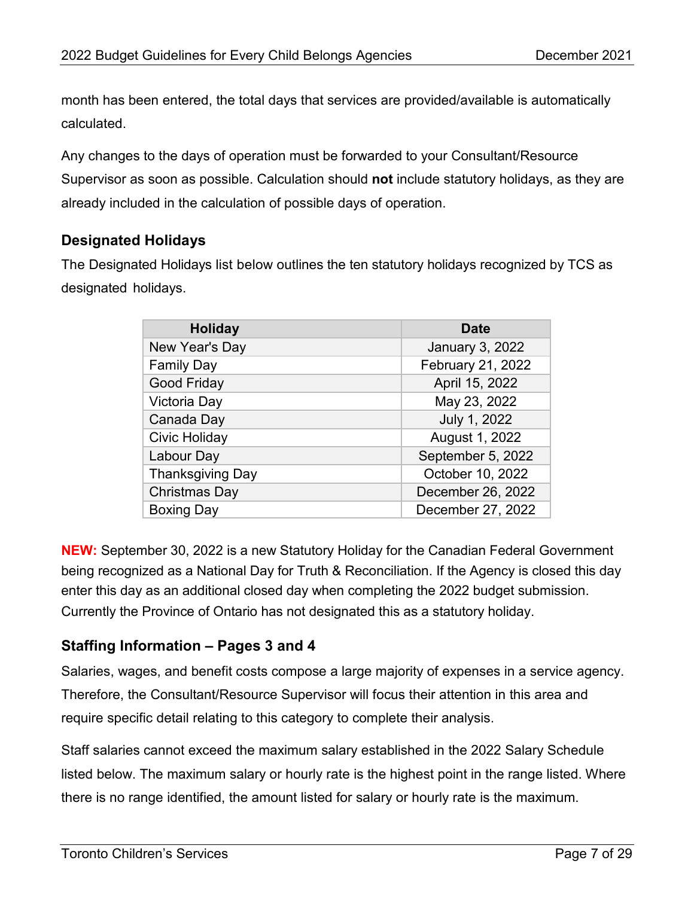month has been entered, the total days that services are provided/available is automatically calculated.

Any changes to the days of operation must be forwarded to your Consultant/Resource Supervisor as soon as possible. Calculation should **not** include statutory holidays, as they are already included in the calculation of possible days of operation.

### Designated Holidays

The Designated Holidays list below outlines the ten statutory holidays recognized by TCS as designated holidays.

| Holiday | Date |
|---|---|
| New Year's Day | January 3, 2022 |
| Family Day | February 21, 2022 |
| Good Friday | April 15, 2022 |
| Victoria Day | May 23, 2022 |
| Canada Day | July 1, 2022 |
| Civic Holiday | August 1, 2022 |
| Labour Day | September 5, 2022 |
| Thanksgiving Day | October 10, 2022 |
| Christmas Day | December 26, 2022 |
| Boxing Day | December 27, 2022 |

**NEW:** September 30, 2022 is a new Statutory Holiday for the Canadian Federal Government being recognized as a National Day for Truth & Reconciliation. If the Agency is closed this day enter this day as an additional closed day when completing the 2022 budget submission. Currently the Province of Ontario has not designated this as a statutory holiday.

### Staffing Information – Pages 3 and 4

Salaries, wages, and benefit costs compose a large majority of expenses in a service agency. Therefore, the Consultant/Resource Supervisor will focus their attention in this area and require specific detail relating to this category to complete their analysis.

Staff salaries cannot exceed the maximum salary established in the 2022 Salary Schedule listed below. The maximum salary or hourly rate is the highest point in the range listed. Where there is no range identified, the amount listed for salary or hourly rate is the maximum.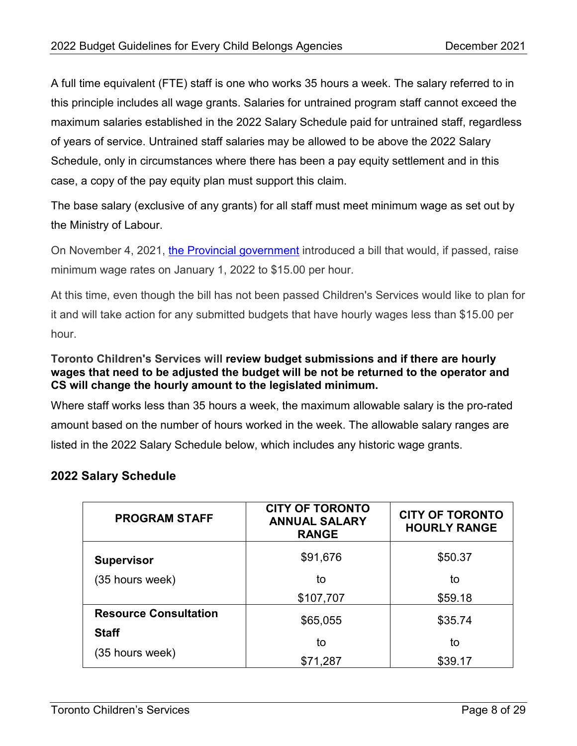A full time equivalent (FTE) staff is one who works 35 hours a week. The salary referred to in this principle includes all wage grants. Salaries for untrained program staff cannot exceed the maximum salaries established in the 2022 Salary Schedule paid for untrained staff, regardless of years of service. Untrained staff salaries may be allowed to be above the 2022 Salary Schedule, only in circumstances where there has been a pay equity settlement and in this case, a copy of the pay equity plan must support this claim.

The base salary (exclusive of any grants) for all staff must meet minimum wage as set out by the Ministry of Labour.

On November 4, 2021, [the Provincial government] introduced a bill that would, if passed, raise minimum wage rates on January 1, 2022 to $15.00 per hour.

At this time, even though the bill has not been passed Children's Services would like to plan for it and will take action for any submitted budgets that have hourly wages less than $15.00 per hour.

**Toronto Children's Services will review budget submissions and if there are hourly wages that need to be adjusted the budget will be not be returned to the operator and CS will change the hourly amount to the legislated minimum.**

Where staff works less than 35 hours a week, the maximum allowable salary is the pro-rated amount based on the number of hours worked in the week. The allowable salary ranges are listed in the 2022 Salary Schedule below, which includes any historic wage grants.

## 2022 Salary Schedule

| PROGRAM STAFF | CITY OF TORONTO ANNUAL SALARY RANGE | CITY OF TORONTO HOURLY RANGE |
|---|---|---|
| **Supervisor** (35 hours week) | $91,676 to $107,707 | $50.37 to $59.18 |
| **Resource Consultation Staff** (35 hours week) | $65,055 to $71,287 | $35.74 to $39.17 |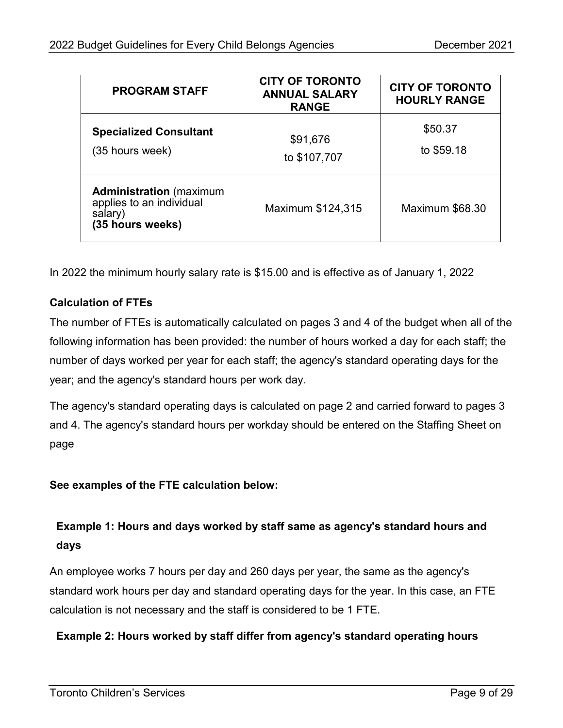| PROGRAM STAFF | CITY OF TORONTO ANNUAL SALARY RANGE | CITY OF TORONTO HOURLY RANGE |
| --- | --- | --- |
| **Specialized Consultant** (35 hours week) | \$91,676 to \$107,707 | \$50.37 to \$59.18 |
| **Administration** (maximum applies to an individual salary) **(35 hours weeks)** | Maximum \$124,315 | Maximum \$68.30 |

In 2022 the minimum hourly salary rate is \$15.00 and is effective as of January 1, 2022

**Calculation of FTEs**

The number of FTEs is automatically calculated on pages 3 and 4 of the budget when all of the following information has been provided: the number of hours worked a day for each staff; the number of days worked per year for each staff; the agency's standard operating days for the year; and the agency's standard hours per work day.

The agency's standard operating days is calculated on page 2 and carried forward to pages 3 and 4. The agency's standard hours per workday should be entered on the Staffing Sheet on page

**See examples of the FTE calculation below:**

**Example 1: Hours and days worked by staff same as agency's standard hours and days**

An employee works 7 hours per day and 260 days per year, the same as the agency's standard work hours per day and standard operating days for the year. In this case, an FTE calculation is not necessary and the staff is considered to be 1 FTE.

**Example 2: Hours worked by staff differ from agency's standard operating hours**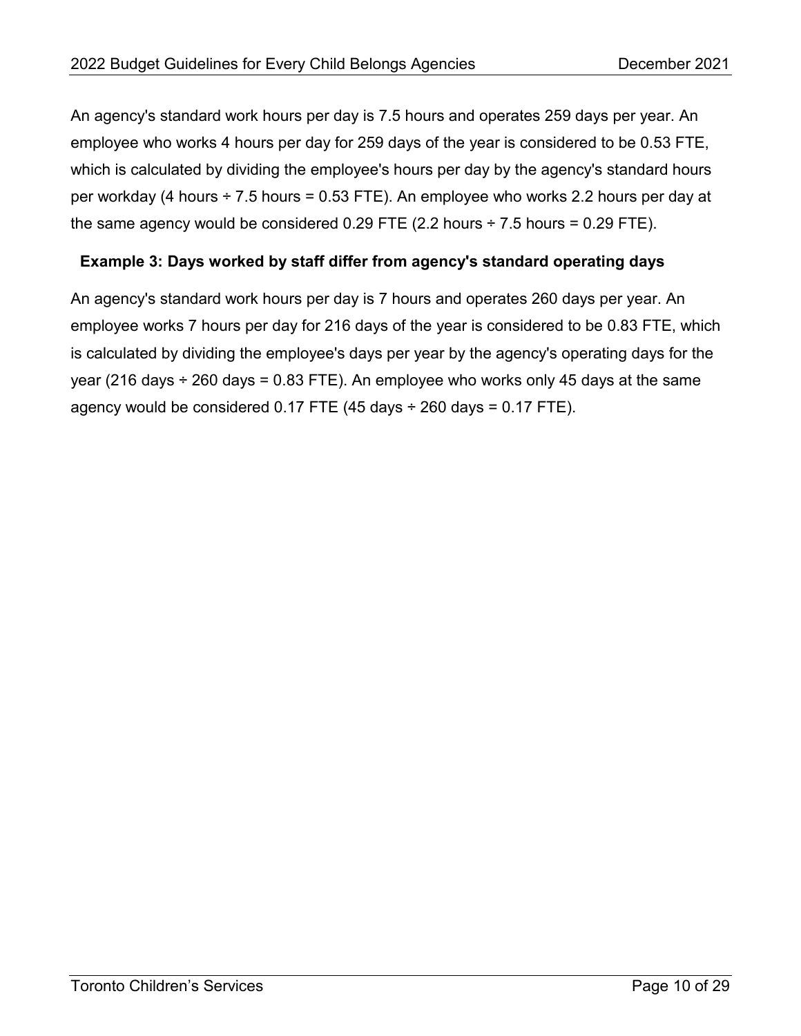An agency's standard work hours per day is 7.5 hours and operates 259 days per year. An employee who works 4 hours per day for 259 days of the year is considered to be 0.53 FTE, which is calculated by dividing the employee's hours per day by the agency's standard hours per workday (4 hours ÷ 7.5 hours = 0.53 FTE). An employee who works 2.2 hours per day at the same agency would be considered 0.29 FTE (2.2 hours ÷ 7.5 hours = 0.29 FTE).

**Example 3: Days worked by staff differ from agency's standard operating days**

An agency's standard work hours per day is 7 hours and operates 260 days per year. An employee works 7 hours per day for 216 days of the year is considered to be 0.83 FTE, which is calculated by dividing the employee's days per year by the agency's operating days for the year (216 days ÷ 260 days = 0.83 FTE). An employee who works only 45 days at the same agency would be considered 0.17 FTE (45 days ÷ 260 days = 0.17 FTE).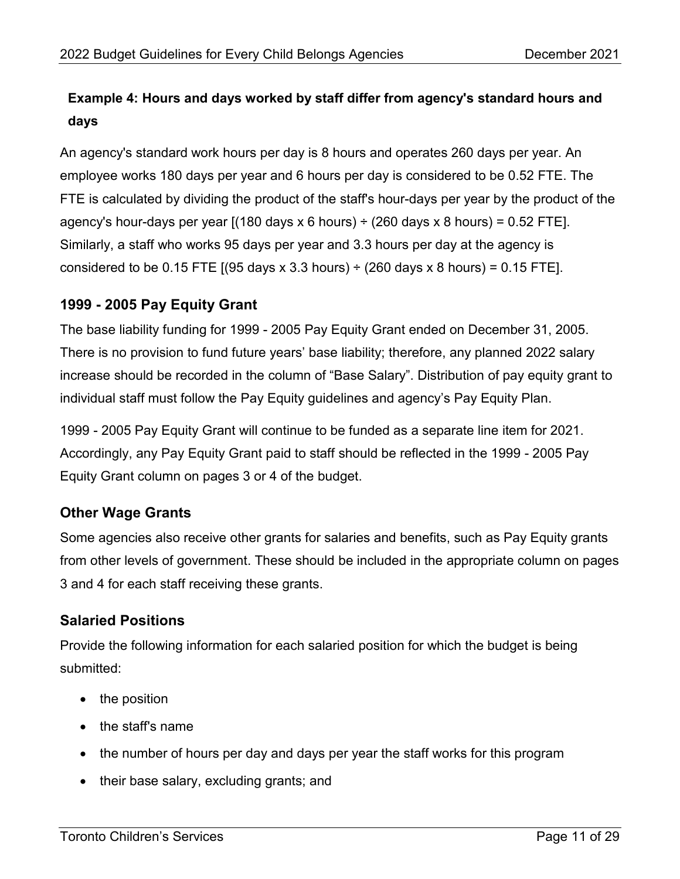**Example 4: Hours and days worked by staff differ from agency's standard hours and days**

An agency's standard work hours per day is 8 hours and operates 260 days per year. An employee works 180 days per year and 6 hours per day is considered to be 0.52 FTE. The FTE is calculated by dividing the product of the staff's hour-days per year by the product of the agency's hour-days per year [(180 days x 6 hours) ÷ (260 days x 8 hours) = 0.52 FTE]. Similarly, a staff who works 95 days per year and 3.3 hours per day at the agency is considered to be 0.15 FTE [(95 days x 3.3 hours) ÷ (260 days x 8 hours) = 0.15 FTE].

## 1999 - 2005 Pay Equity Grant

The base liability funding for 1999 - 2005 Pay Equity Grant ended on December 31, 2005. There is no provision to fund future years' base liability; therefore, any planned 2022 salary increase should be recorded in the column of "Base Salary". Distribution of pay equity grant to individual staff must follow the Pay Equity guidelines and agency's Pay Equity Plan.

1999 - 2005 Pay Equity Grant will continue to be funded as a separate line item for 2021. Accordingly, any Pay Equity Grant paid to staff should be reflected in the 1999 - 2005 Pay Equity Grant column on pages 3 or 4 of the budget.

## Other Wage Grants

Some agencies also receive other grants for salaries and benefits, such as Pay Equity grants from other levels of government. These should be included in the appropriate column on pages 3 and 4 for each staff receiving these grants.

## Salaried Positions

Provide the following information for each salaried position for which the budget is being submitted:

- the position
- the staff's name
- the number of hours per day and days per year the staff works for this program
- their base salary, excluding grants; and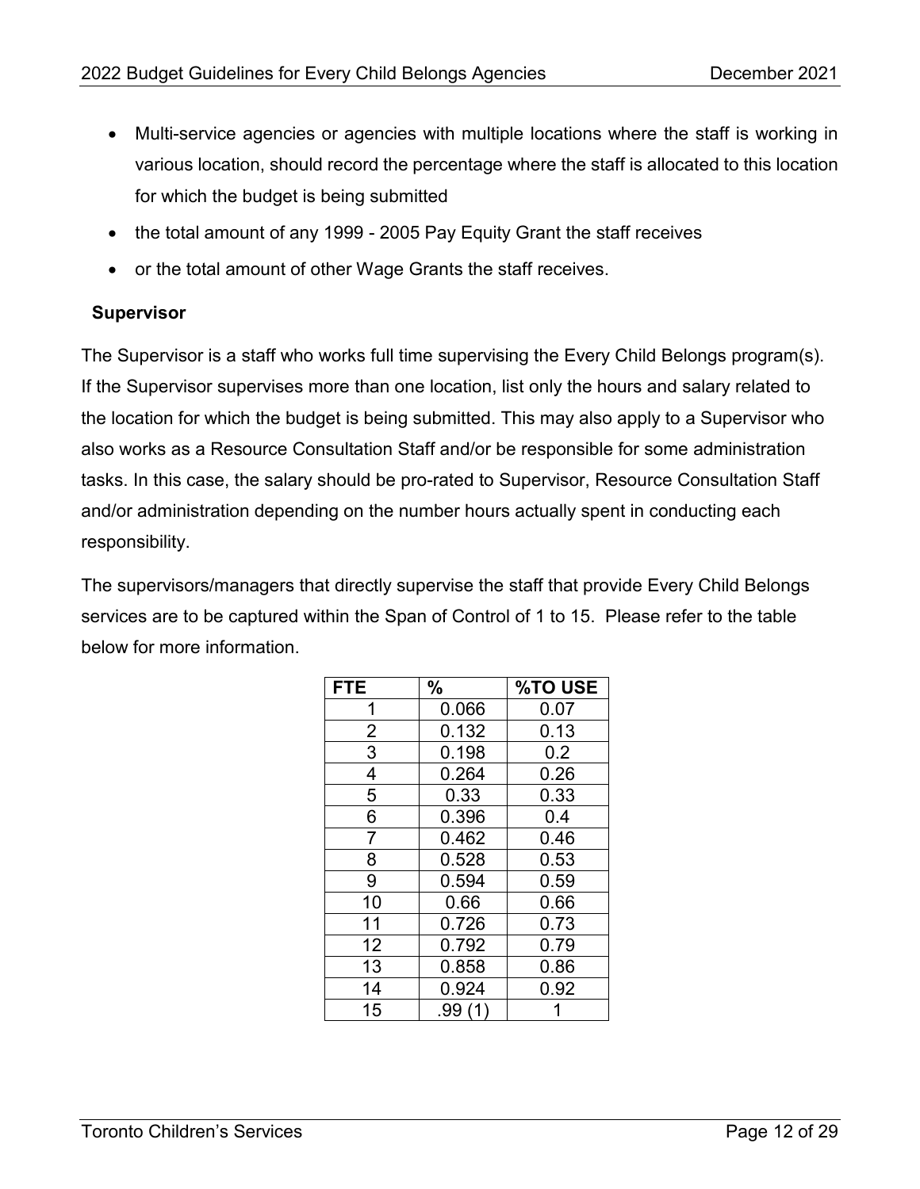- Multi-service agencies or agencies with multiple locations where the staff is working in various location, should record the percentage where the staff is allocated to this location for which the budget is being submitted
- the total amount of any 1999 - 2005 Pay Equity Grant the staff receives
- or the total amount of other Wage Grants the staff receives.

**Supervisor**

The Supervisor is a staff who works full time supervising the Every Child Belongs program(s). If the Supervisor supervises more than one location, list only the hours and salary related to the location for which the budget is being submitted. This may also apply to a Supervisor who also works as a Resource Consultation Staff and/or be responsible for some administration tasks. In this case, the salary should be pro-rated to Supervisor, Resource Consultation Staff and/or administration depending on the number hours actually spent in conducting each responsibility.

The supervisors/managers that directly supervise the staff that provide Every Child Belongs services are to be captured within the Span of Control of 1 to 15. Please refer to the table below for more information.

| FTE | % | %TO USE |
|---|---|---|
| 1 | 0.066 | 0.07 |
| 2 | 0.132 | 0.13 |
| 3 | 0.198 | 0.2 |
| 4 | 0.264 | 0.26 |
| 5 | 0.33 | 0.33 |
| 6 | 0.396 | 0.4 |
| 7 | 0.462 | 0.46 |
| 8 | 0.528 | 0.53 |
| 9 | 0.594 | 0.59 |
| 10 | 0.66 | 0.66 |
| 11 | 0.726 | 0.73 |
| 12 | 0.792 | 0.79 |
| 13 | 0.858 | 0.86 |
| 14 | 0.924 | 0.92 |
| 15 | .99 (1) | 1 |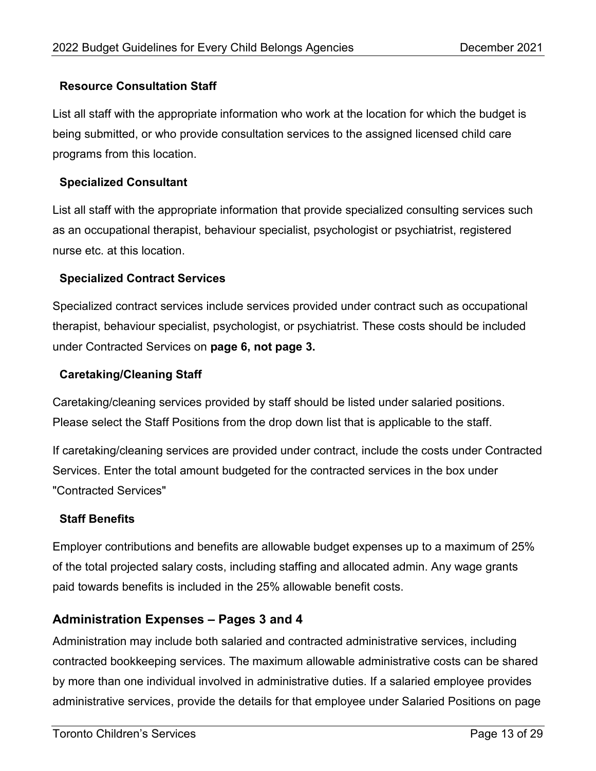### Resource Consultation Staff

List all staff with the appropriate information who work at the location for which the budget is being submitted, or who provide consultation services to the assigned licensed child care programs from this location.

### Specialized Consultant

List all staff with the appropriate information that provide specialized consulting services such as an occupational therapist, behaviour specialist, psychologist or psychiatrist, registered nurse etc. at this location.

### Specialized Contract Services

Specialized contract services include services provided under contract such as occupational therapist, behaviour specialist, psychologist, or psychiatrist. These costs should be included under Contracted Services on **page 6, not page 3.**

### Caretaking/Cleaning Staff

Caretaking/cleaning services provided by staff should be listed under salaried positions. Please select the Staff Positions from the drop down list that is applicable to the staff.

If caretaking/cleaning services are provided under contract, include the costs under Contracted Services. Enter the total amount budgeted for the contracted services in the box under "Contracted Services"

### Staff Benefits

Employer contributions and benefits are allowable budget expenses up to a maximum of 25% of the total projected salary costs, including staffing and allocated admin. Any wage grants paid towards benefits is included in the 25% allowable benefit costs.

## Administration Expenses – Pages 3 and 4

Administration may include both salaried and contracted administrative services, including contracted bookkeeping services. The maximum allowable administrative costs can be shared by more than one individual involved in administrative duties. If a salaried employee provides administrative services, provide the details for that employee under Salaried Positions on page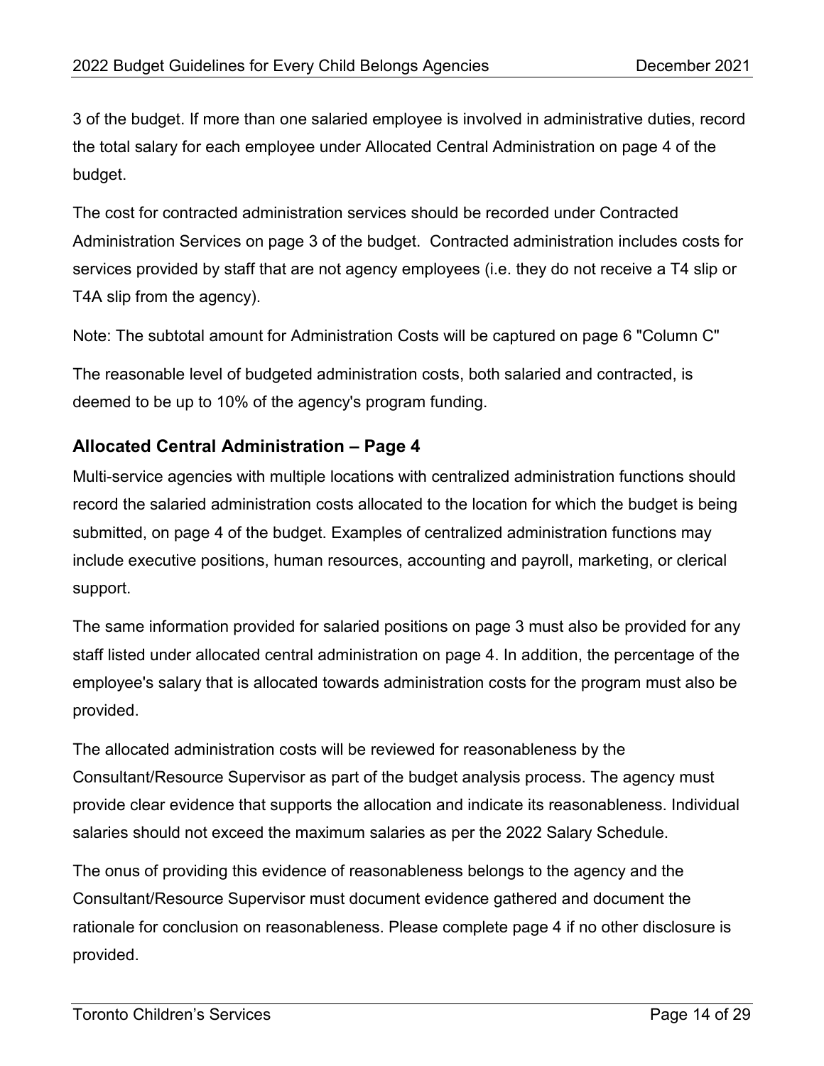3 of the budget. If more than one salaried employee is involved in administrative duties, record the total salary for each employee under Allocated Central Administration on page 4 of the budget.

The cost for contracted administration services should be recorded under Contracted Administration Services on page 3 of the budget. Contracted administration includes costs for services provided by staff that are not agency employees (i.e. they do not receive a T4 slip or T4A slip from the agency).

Note: The subtotal amount for Administration Costs will be captured on page 6 "Column C"

The reasonable level of budgeted administration costs, both salaried and contracted, is deemed to be up to 10% of the agency's program funding.

### Allocated Central Administration – Page 4

Multi-service agencies with multiple locations with centralized administration functions should record the salaried administration costs allocated to the location for which the budget is being submitted, on page 4 of the budget. Examples of centralized administration functions may include executive positions, human resources, accounting and payroll, marketing, or clerical support.

The same information provided for salaried positions on page 3 must also be provided for any staff listed under allocated central administration on page 4. In addition, the percentage of the employee's salary that is allocated towards administration costs for the program must also be provided.

The allocated administration costs will be reviewed for reasonableness by the Consultant/Resource Supervisor as part of the budget analysis process. The agency must provide clear evidence that supports the allocation and indicate its reasonableness. Individual salaries should not exceed the maximum salaries as per the 2022 Salary Schedule.

The onus of providing this evidence of reasonableness belongs to the agency and the Consultant/Resource Supervisor must document evidence gathered and document the rationale for conclusion on reasonableness. Please complete page 4 if no other disclosure is provided.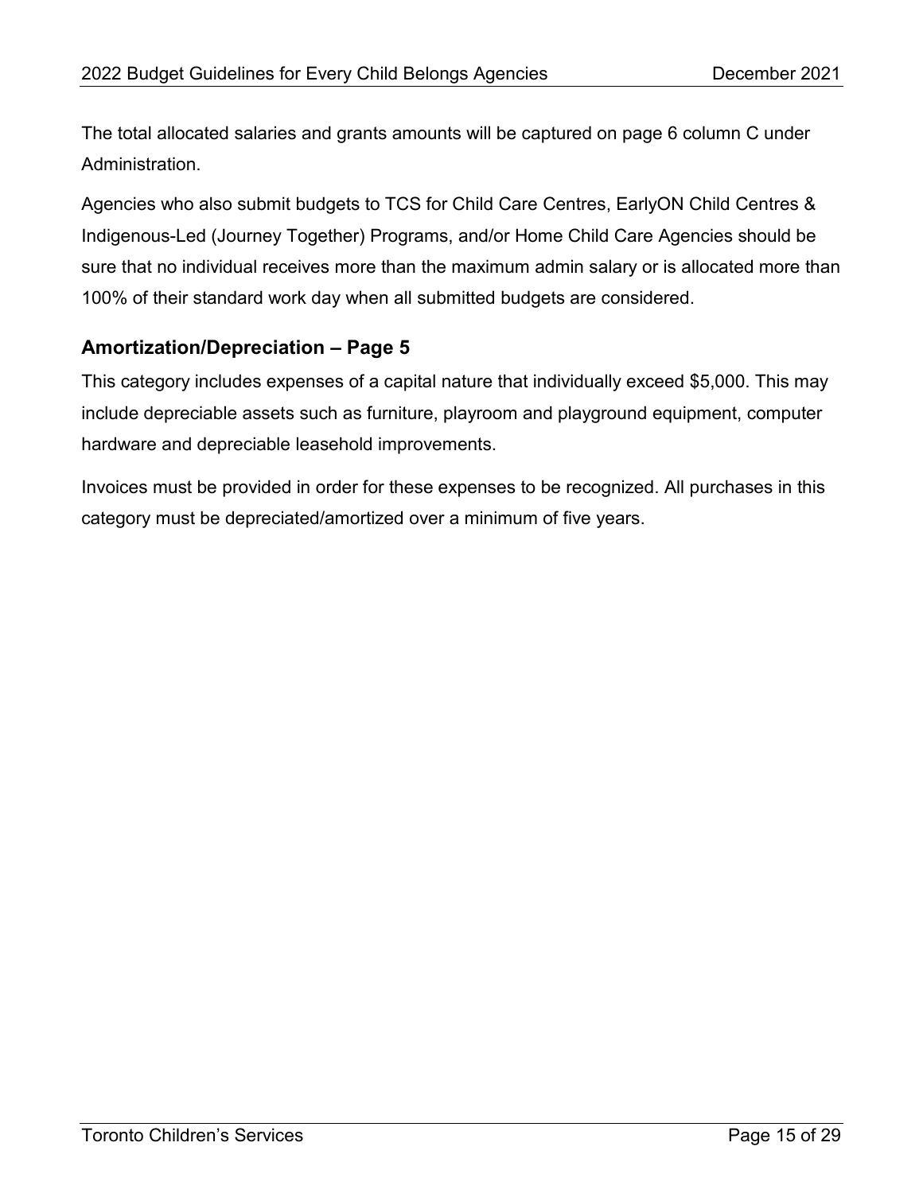The total allocated salaries and grants amounts will be captured on page 6 column C under Administration.

Agencies who also submit budgets to TCS for Child Care Centres, EarlyON Child Centres & Indigenous-Led (Journey Together) Programs, and/or Home Child Care Agencies should be sure that no individual receives more than the maximum admin salary or is allocated more than 100% of their standard work day when all submitted budgets are considered.

### Amortization/Depreciation – Page 5

This category includes expenses of a capital nature that individually exceed $5,000. This may include depreciable assets such as furniture, playroom and playground equipment, computer hardware and depreciable leasehold improvements.

Invoices must be provided in order for these expenses to be recognized. All purchases in this category must be depreciated/amortized over a minimum of five years.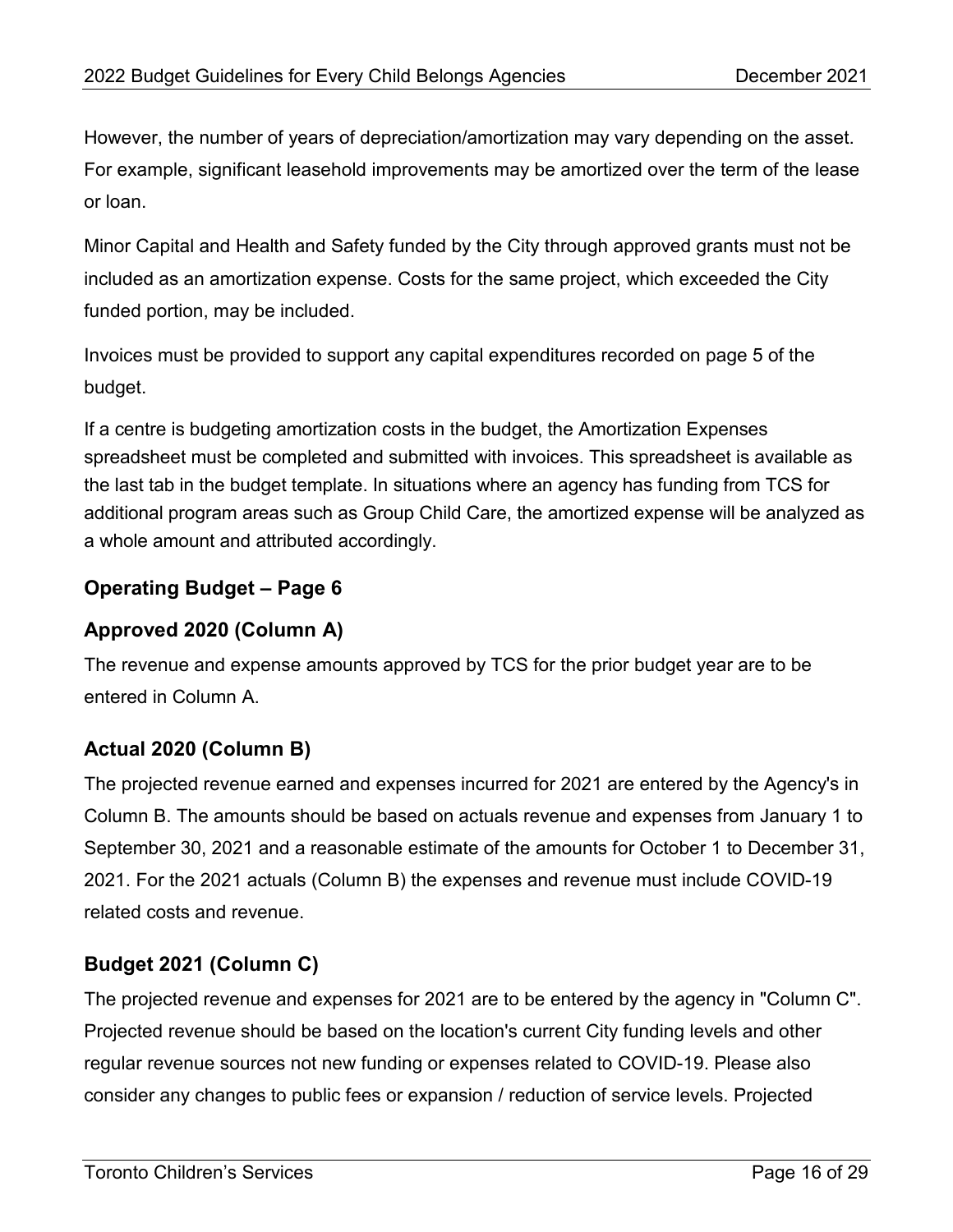However, the number of years of depreciation/amortization may vary depending on the asset. For example, significant leasehold improvements may be amortized over the term of the lease or loan.

Minor Capital and Health and Safety funded by the City through approved grants must not be included as an amortization expense. Costs for the same project, which exceeded the City funded portion, may be included.

Invoices must be provided to support any capital expenditures recorded on page 5 of the budget.

If a centre is budgeting amortization costs in the budget, the Amortization Expenses spreadsheet must be completed and submitted with invoices. This spreadsheet is available as the last tab in the budget template. In situations where an agency has funding from TCS for additional program areas such as Group Child Care, the amortized expense will be analyzed as a whole amount and attributed accordingly.

## Operating Budget – Page 6

## Approved 2020 (Column A)

The revenue and expense amounts approved by TCS for the prior budget year are to be entered in Column A.

## Actual 2020 (Column B)

The projected revenue earned and expenses incurred for 2021 are entered by the Agency's in Column B. The amounts should be based on actuals revenue and expenses from January 1 to September 30, 2021 and a reasonable estimate of the amounts for October 1 to December 31, 2021. For the 2021 actuals (Column B) the expenses and revenue must include COVID-19 related costs and revenue.

## Budget 2021 (Column C)

The projected revenue and expenses for 2021 are to be entered by the agency in "Column C". Projected revenue should be based on the location's current City funding levels and other regular revenue sources not new funding or expenses related to COVID-19. Please also consider any changes to public fees or expansion / reduction of service levels. Projected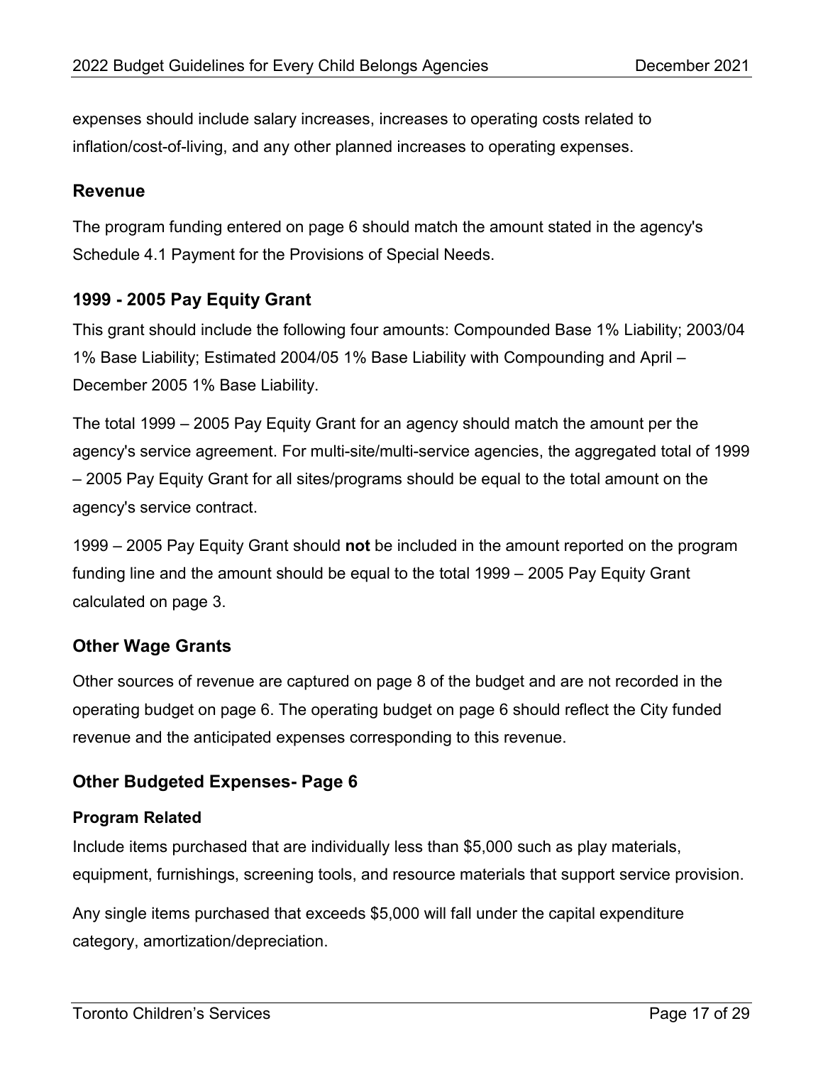expenses should include salary increases, increases to operating costs related to inflation/cost-of-living, and any other planned increases to operating expenses.

## Revenue

The program funding entered on page 6 should match the amount stated in the agency's Schedule 4.1 Payment for the Provisions of Special Needs.

## 1999 - 2005 Pay Equity Grant

This grant should include the following four amounts: Compounded Base 1% Liability; 2003/04 1% Base Liability; Estimated 2004/05 1% Base Liability with Compounding and April – December 2005 1% Base Liability.

The total 1999 – 2005 Pay Equity Grant for an agency should match the amount per the agency's service agreement. For multi-site/multi-service agencies, the aggregated total of 1999 – 2005 Pay Equity Grant for all sites/programs should be equal to the total amount on the agency's service contract.

1999 – 2005 Pay Equity Grant should **not** be included in the amount reported on the program funding line and the amount should be equal to the total 1999 – 2005 Pay Equity Grant calculated on page 3.

## Other Wage Grants

Other sources of revenue are captured on page 8 of the budget and are not recorded in the operating budget on page 6. The operating budget on page 6 should reflect the City funded revenue and the anticipated expenses corresponding to this revenue.

## Other Budgeted Expenses- Page 6

### Program Related

Include items purchased that are individually less than $5,000 such as play materials, equipment, furnishings, screening tools, and resource materials that support service provision.

Any single items purchased that exceeds $5,000 will fall under the capital expenditure category, amortization/depreciation.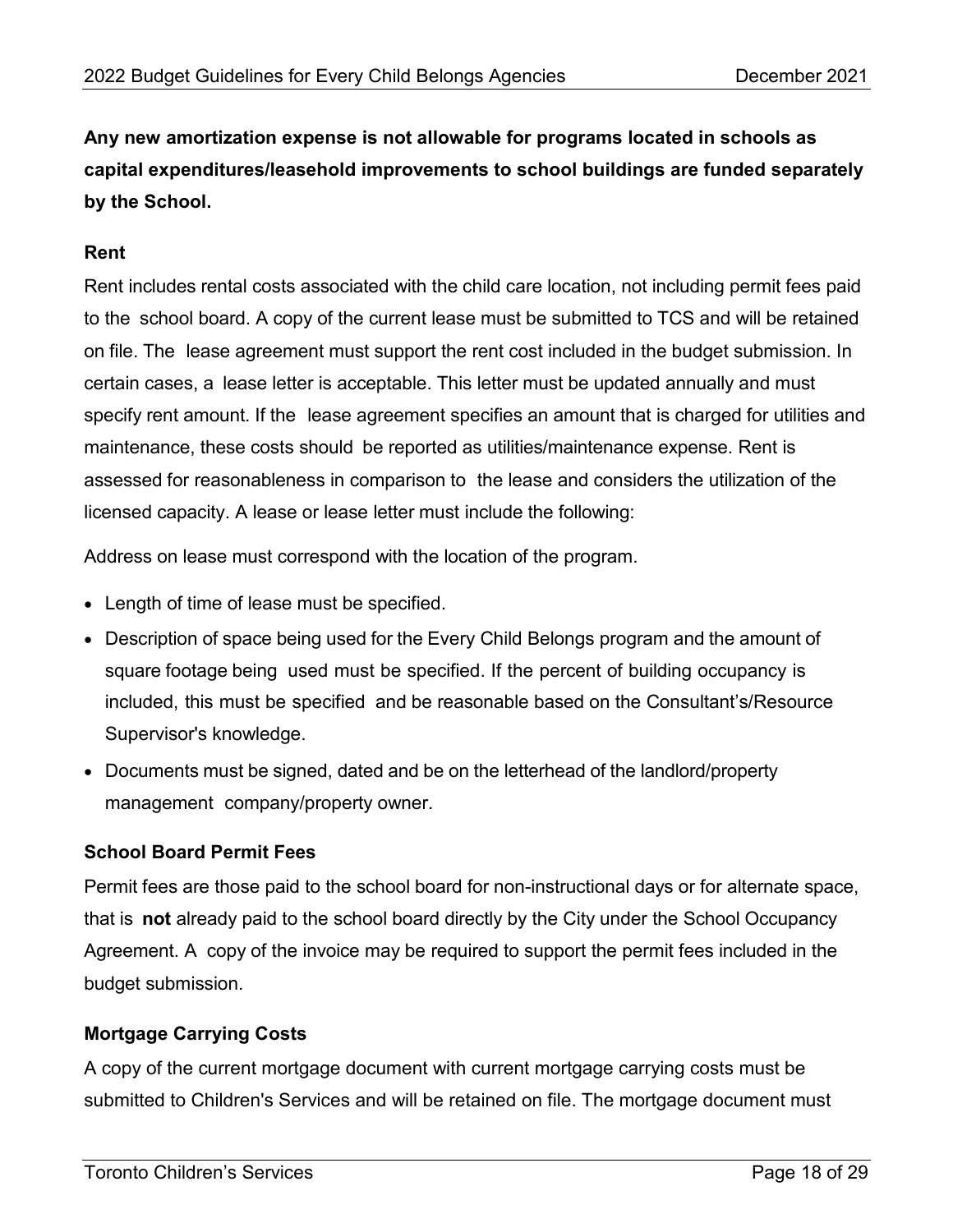**Any new amortization expense is not allowable for programs located in schools as capital expenditures/leasehold improvements to school buildings are funded separately by the School.**

### Rent

Rent includes rental costs associated with the child care location, not including permit fees paid to the school board. A copy of the current lease must be submitted to TCS and will be retained on file. The lease agreement must support the rent cost included in the budget submission. In certain cases, a lease letter is acceptable. This letter must be updated annually and must specify rent amount. If the lease agreement specifies an amount that is charged for utilities and maintenance, these costs should be reported as utilities/maintenance expense. Rent is assessed for reasonableness in comparison to the lease and considers the utilization of the licensed capacity. A lease or lease letter must include the following:

Address on lease must correspond with the location of the program.

- Length of time of lease must be specified.
- Description of space being used for the Every Child Belongs program and the amount of square footage being used must be specified. If the percent of building occupancy is included, this must be specified and be reasonable based on the Consultant's/Resource Supervisor's knowledge.
- Documents must be signed, dated and be on the letterhead of the landlord/property management company/property owner.

### School Board Permit Fees

Permit fees are those paid to the school board for non-instructional days or for alternate space, that is **not** already paid to the school board directly by the City under the School Occupancy Agreement. A copy of the invoice may be required to support the permit fees included in the budget submission.

### Mortgage Carrying Costs

A copy of the current mortgage document with current mortgage carrying costs must be submitted to Children's Services and will be retained on file. The mortgage document must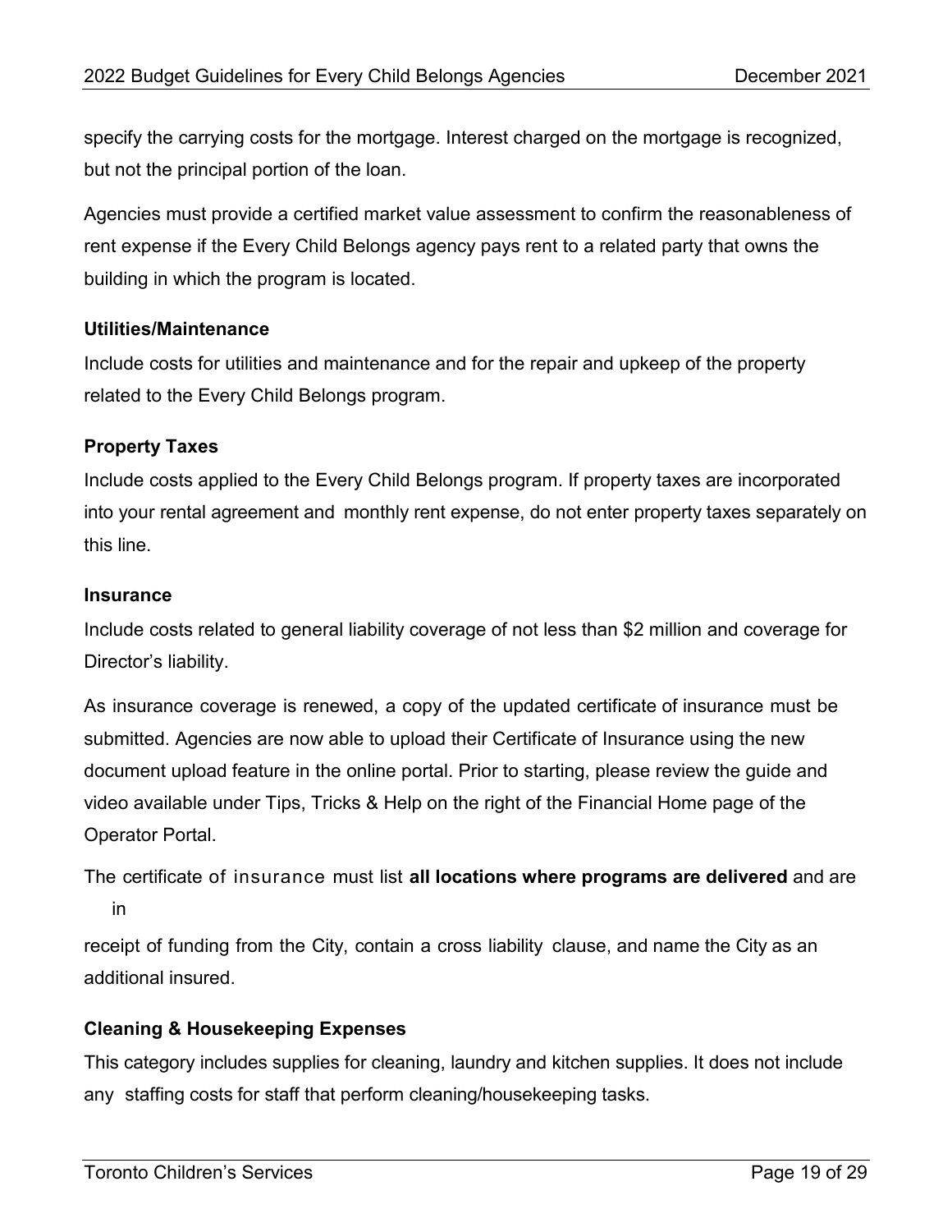specify the carrying costs for the mortgage. Interest charged on the mortgage is recognized, but not the principal portion of the loan.

Agencies must provide a certified market value assessment to confirm the reasonableness of rent expense if the Every Child Belongs agency pays rent to a related party that owns the building in which the program is located.

**Utilities/Maintenance**

Include costs for utilities and maintenance and for the repair and upkeep of the property related to the Every Child Belongs program.

**Property Taxes**

Include costs applied to the Every Child Belongs program. If property taxes are incorporated into your rental agreement and monthly rent expense, do not enter property taxes separately on this line.

**Insurance**

Include costs related to general liability coverage of not less than $2 million and coverage for Director's liability.

As insurance coverage is renewed, a copy of the updated certificate of insurance must be submitted. Agencies are now able to upload their Certificate of Insurance using the new document upload feature in the online portal. Prior to starting, please review the guide and video available under Tips, Tricks & Help on the right of the Financial Home page of the Operator Portal.

The certificate of insurance must list **all locations where programs are delivered** and are in receipt of funding from the City, contain a cross liability clause, and name the City as an additional insured.

**Cleaning & Housekeeping Expenses**

This category includes supplies for cleaning, laundry and kitchen supplies. It does not include any staffing costs for staff that perform cleaning/housekeeping tasks.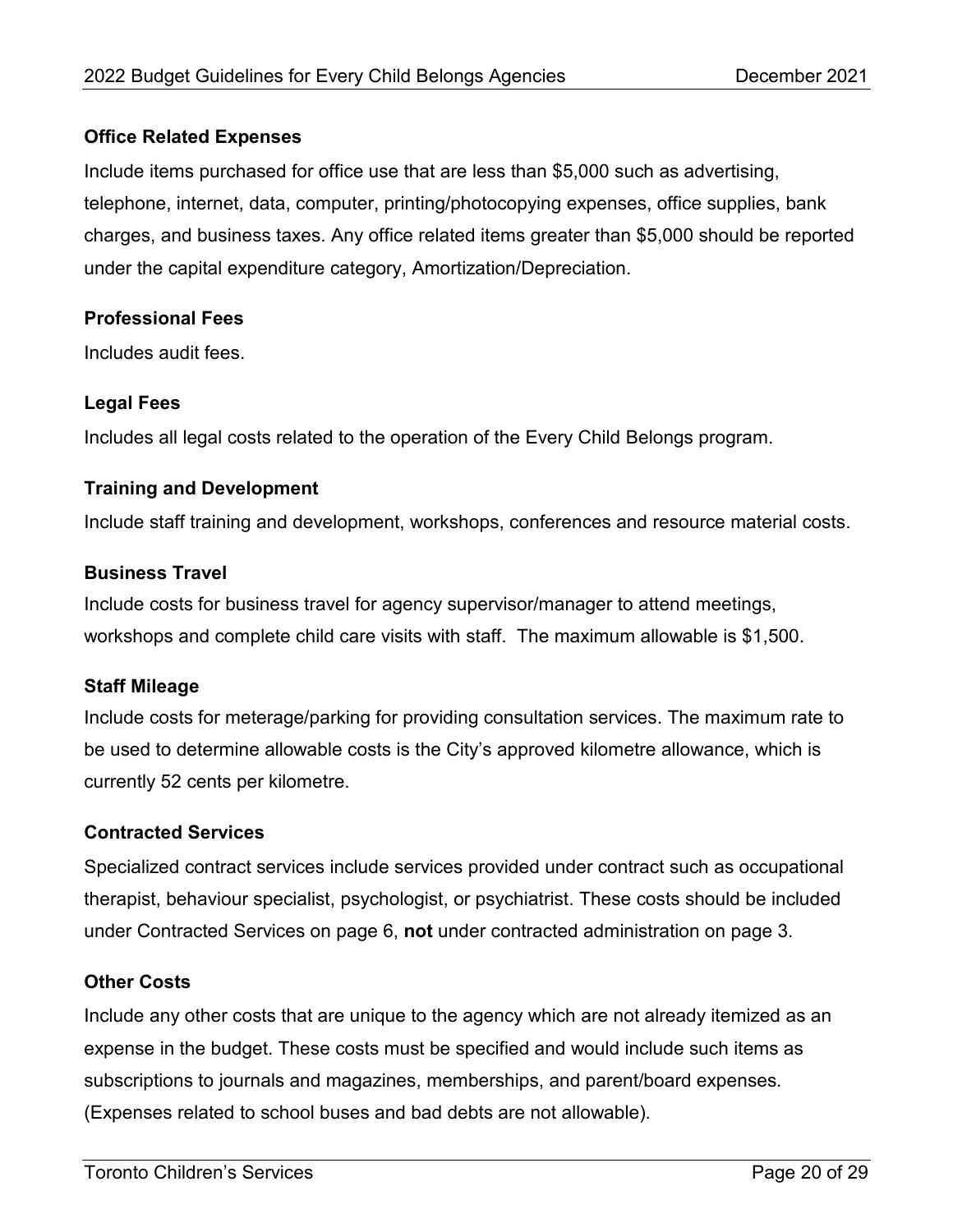**Office Related Expenses**

Include items purchased for office use that are less than $5,000 such as advertising, telephone, internet, data, computer, printing/photocopying expenses, office supplies, bank charges, and business taxes. Any office related items greater than $5,000 should be reported under the capital expenditure category, Amortization/Depreciation.

**Professional Fees**

Includes audit fees.

**Legal Fees**

Includes all legal costs related to the operation of the Every Child Belongs program.

**Training and Development**

Include staff training and development, workshops, conferences and resource material costs.

**Business Travel**

Include costs for business travel for agency supervisor/manager to attend meetings, workshops and complete child care visits with staff. The maximum allowable is $1,500.

**Staff Mileage**

Include costs for meterage/parking for providing consultation services. The maximum rate to be used to determine allowable costs is the City's approved kilometre allowance, which is currently 52 cents per kilometre.

**Contracted Services**

Specialized contract services include services provided under contract such as occupational therapist, behaviour specialist, psychologist, or psychiatrist. These costs should be included under Contracted Services on page 6, **not** under contracted administration on page 3.

**Other Costs**

Include any other costs that are unique to the agency which are not already itemized as an expense in the budget. These costs must be specified and would include such items as subscriptions to journals and magazines, memberships, and parent/board expenses. (Expenses related to school buses and bad debts are not allowable).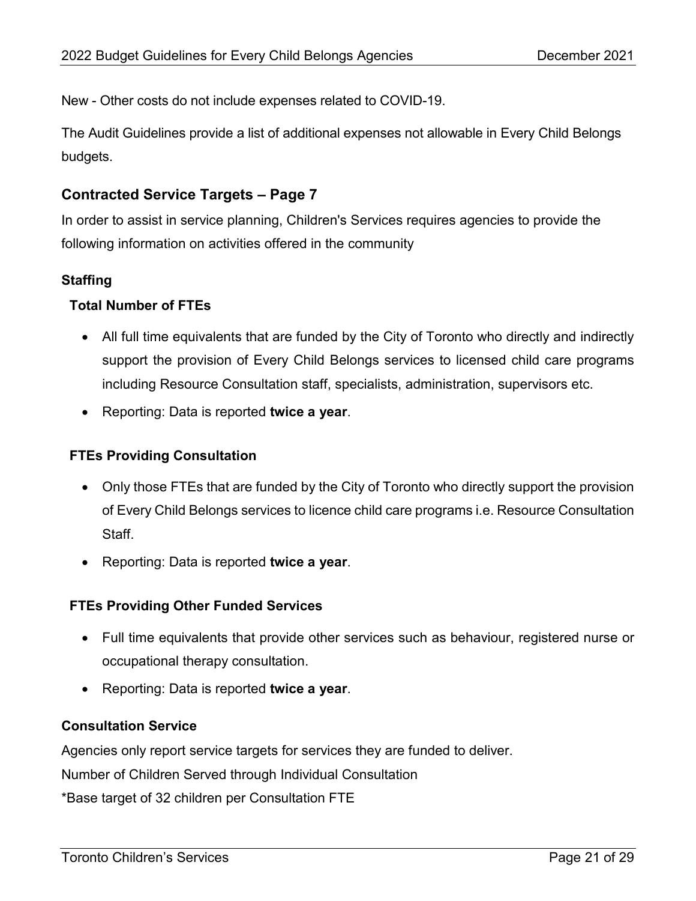New - Other costs do not include expenses related to COVID-19.

The Audit Guidelines provide a list of additional expenses not allowable in Every Child Belongs budgets.

## Contracted Service Targets – Page 7

In order to assist in service planning, Children's Services requires agencies to provide the following information on activities offered in the community

### Staffing

#### Total Number of FTEs

- All full time equivalents that are funded by the City of Toronto who directly and indirectly support the provision of Every Child Belongs services to licensed child care programs including Resource Consultation staff, specialists, administration, supervisors etc.
- Reporting: Data is reported **twice a year**.

#### FTEs Providing Consultation

- Only those FTEs that are funded by the City of Toronto who directly support the provision of Every Child Belongs services to licence child care programs i.e. Resource Consultation Staff.
- Reporting: Data is reported **twice a year**.

#### FTEs Providing Other Funded Services

- Full time equivalents that provide other services such as behaviour, registered nurse or occupational therapy consultation.
- Reporting: Data is reported **twice a year**.

### Consultation Service

Agencies only report service targets for services they are funded to deliver.

Number of Children Served through Individual Consultation

*Base target of 32 children per Consultation FTE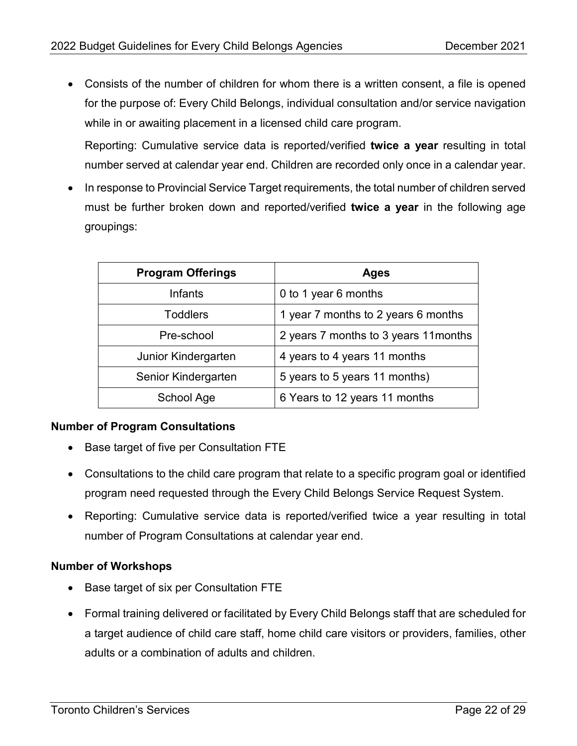- Consists of the number of children for whom there is a written consent, a file is opened for the purpose of: Every Child Belongs, individual consultation and/or service navigation while in or awaiting placement in a licensed child care program.

  Reporting: Cumulative service data is reported/verified **twice a year** resulting in total number served at calendar year end. Children are recorded only once in a calendar year.

- In response to Provincial Service Target requirements, the total number of children served must be further broken down and reported/verified **twice a year** in the following age groupings:

| Program Offerings | Ages |
|---|---|
| Infants | 0 to 1 year 6 months |
| Toddlers | 1 year 7 months to 2 years 6 months |
| Pre-school | 2 years 7 months to 3 years 11months |
| Junior Kindergarten | 4 years to 4 years 11 months |
| Senior Kindergarten | 5 years to 5 years 11 months) |
| School Age | 6 Years to 12 years 11 months |

**Number of Program Consultations**

- Base target of five per Consultation FTE
- Consultations to the child care program that relate to a specific program goal or identified program need requested through the Every Child Belongs Service Request System.
- Reporting: Cumulative service data is reported/verified twice a year resulting in total number of Program Consultations at calendar year end.

**Number of Workshops**

- Base target of six per Consultation FTE
- Formal training delivered or facilitated by Every Child Belongs staff that are scheduled for a target audience of child care staff, home child care visitors or providers, families, other adults or a combination of adults and children.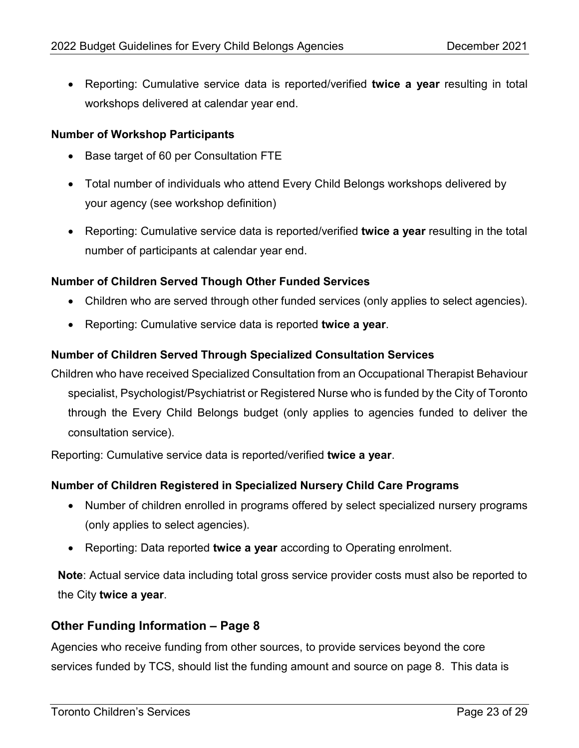- Reporting: Cumulative service data is reported/verified **twice a year** resulting in total workshops delivered at calendar year end.

**Number of Workshop Participants**

- Base target of 60 per Consultation FTE
- Total number of individuals who attend Every Child Belongs workshops delivered by your agency (see workshop definition)
- Reporting: Cumulative service data is reported/verified **twice a year** resulting in the total number of participants at calendar year end.

**Number of Children Served Though Other Funded Services**

- Children who are served through other funded services (only applies to select agencies).
- Reporting: Cumulative service data is reported **twice a year**.

**Number of Children Served Through Specialized Consultation Services**

Children who have received Specialized Consultation from an Occupational Therapist Behaviour specialist, Psychologist/Psychiatrist or Registered Nurse who is funded by the City of Toronto through the Every Child Belongs budget (only applies to agencies funded to deliver the consultation service).

Reporting: Cumulative service data is reported/verified **twice a year**.

**Number of Children Registered in Specialized Nursery Child Care Programs**

- Number of children enrolled in programs offered by select specialized nursery programs (only applies to select agencies).
- Reporting: Data reported **twice a year** according to Operating enrolment.

**Note**: Actual service data including total gross service provider costs must also be reported to the City **twice a year**.

## Other Funding Information – Page 8

Agencies who receive funding from other sources, to provide services beyond the core services funded by TCS, should list the funding amount and source on page 8. This data is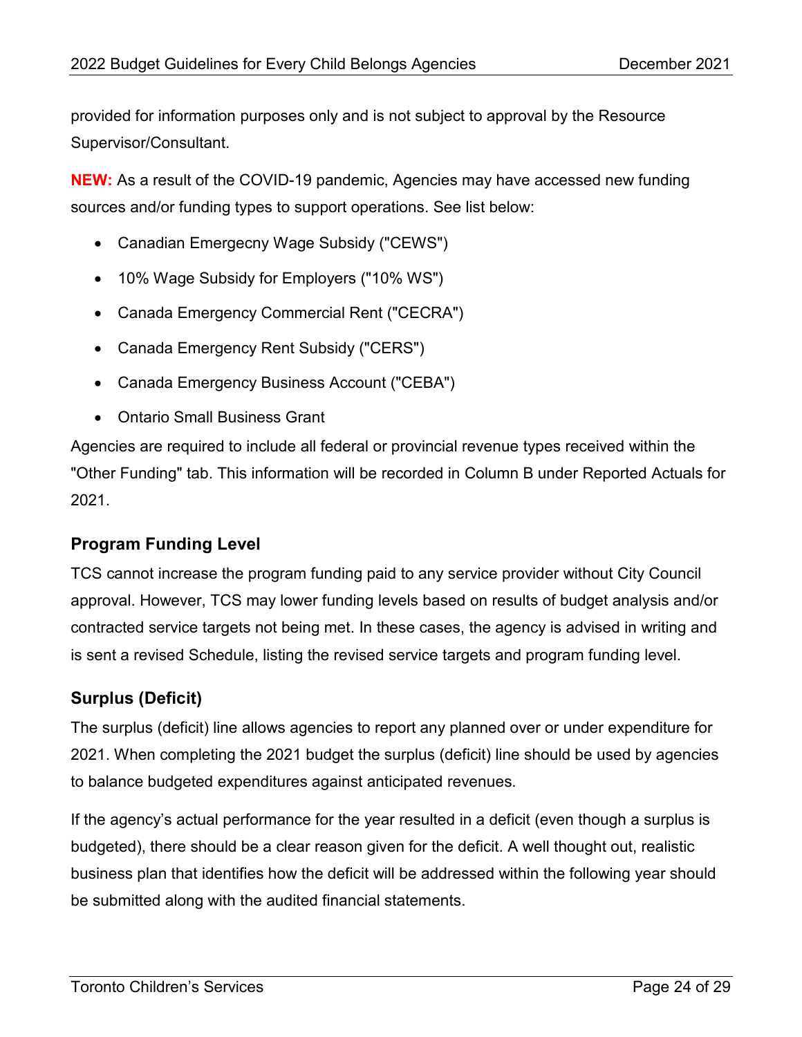provided for information purposes only and is not subject to approval by the Resource Supervisor/Consultant.

**NEW:** As a result of the COVID-19 pandemic, Agencies may have accessed new funding sources and/or funding types to support operations. See list below:

- Canadian Emergecny Wage Subsidy ("CEWS")
- 10% Wage Subsidy for Employers ("10% WS")
- Canada Emergency Commercial Rent ("CECRA")
- Canada Emergency Rent Subsidy ("CERS")
- Canada Emergency Business Account ("CEBA")
- Ontario Small Business Grant

Agencies are required to include all federal or provincial revenue types received within the "Other Funding" tab. This information will be recorded in Column B under Reported Actuals for 2021.

### Program Funding Level

TCS cannot increase the program funding paid to any service provider without City Council approval. However, TCS may lower funding levels based on results of budget analysis and/or contracted service targets not being met. In these cases, the agency is advised in writing and is sent a revised Schedule, listing the revised service targets and program funding level.

### Surplus (Deficit)

The surplus (deficit) line allows agencies to report any planned over or under expenditure for 2021. When completing the 2021 budget the surplus (deficit) line should be used by agencies to balance budgeted expenditures against anticipated revenues.

If the agency's actual performance for the year resulted in a deficit (even though a surplus is budgeted), there should be a clear reason given for the deficit. A well thought out, realistic business plan that identifies how the deficit will be addressed within the following year should be submitted along with the audited financial statements.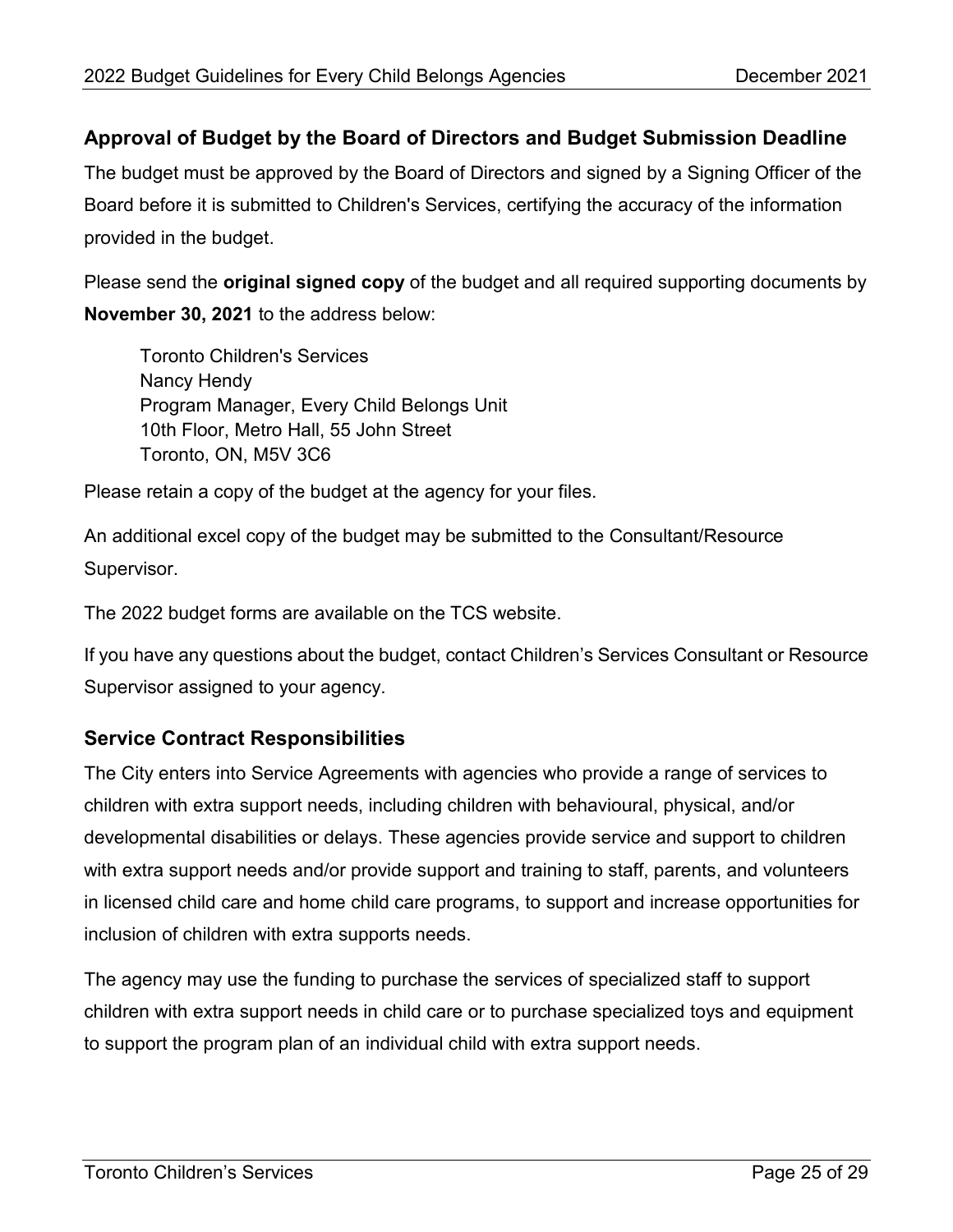## Approval of Budget by the Board of Directors and Budget Submission Deadline

The budget must be approved by the Board of Directors and signed by a Signing Officer of the Board before it is submitted to Children's Services, certifying the accuracy of the information provided in the budget.

Please send the **original signed copy** of the budget and all required supporting documents by **November 30, 2021** to the address below:

> Toronto Children's Services
> Nancy Hendy
> Program Manager, Every Child Belongs Unit
> 10th Floor, Metro Hall, 55 John Street
> Toronto, ON, M5V 3C6

Please retain a copy of the budget at the agency for your files.

An additional excel copy of the budget may be submitted to the Consultant/Resource Supervisor.

The 2022 budget forms are available on the TCS website.

If you have any questions about the budget, contact Children's Services Consultant or Resource Supervisor assigned to your agency.

## Service Contract Responsibilities

The City enters into Service Agreements with agencies who provide a range of services to children with extra support needs, including children with behavioural, physical, and/or developmental disabilities or delays. These agencies provide service and support to children with extra support needs and/or provide support and training to staff, parents, and volunteers in licensed child care and home child care programs, to support and increase opportunities for inclusion of children with extra supports needs.

The agency may use the funding to purchase the services of specialized staff to support children with extra support needs in child care or to purchase specialized toys and equipment to support the program plan of an individual child with extra support needs.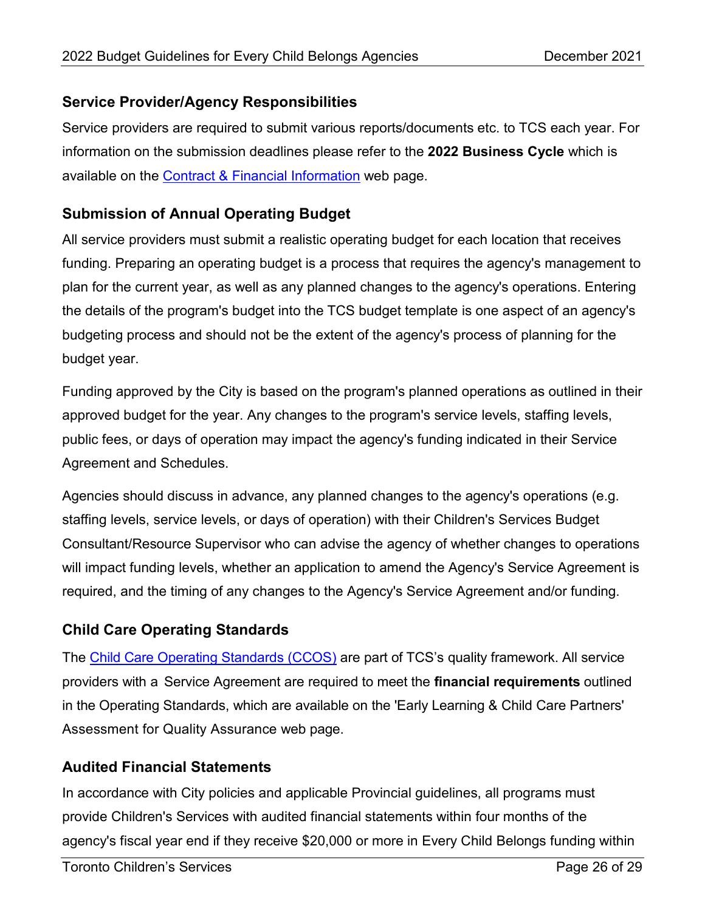## Service Provider/Agency Responsibilities

Service providers are required to submit various reports/documents etc. to TCS each year. For information on the submission deadlines please refer to the **2022 Business Cycle** which is available on the Contract & Financial Information web page.

## Submission of Annual Operating Budget

All service providers must submit a realistic operating budget for each location that receives funding. Preparing an operating budget is a process that requires the agency's management to plan for the current year, as well as any planned changes to the agency's operations. Entering the details of the program's budget into the TCS budget template is one aspect of an agency's budgeting process and should not be the extent of the agency's process of planning for the budget year.

Funding approved by the City is based on the program's planned operations as outlined in their approved budget for the year. Any changes to the program's service levels, staffing levels, public fees, or days of operation may impact the agency's funding indicated in their Service Agreement and Schedules.

Agencies should discuss in advance, any planned changes to the agency's operations (e.g. staffing levels, service levels, or days of operation) with their Children's Services Budget Consultant/Resource Supervisor who can advise the agency of whether changes to operations will impact funding levels, whether an application to amend the Agency's Service Agreement is required, and the timing of any changes to the Agency's Service Agreement and/or funding.

## Child Care Operating Standards

The Child Care Operating Standards (CCOS) are part of TCS's quality framework. All service providers with a Service Agreement are required to meet the **financial requirements** outlined in the Operating Standards, which are available on the 'Early Learning & Child Care Partners' Assessment for Quality Assurance web page.

## Audited Financial Statements

In accordance with City policies and applicable Provincial guidelines, all programs must provide Children's Services with audited financial statements within four months of the agency's fiscal year end if they receive $20,000 or more in Every Child Belongs funding within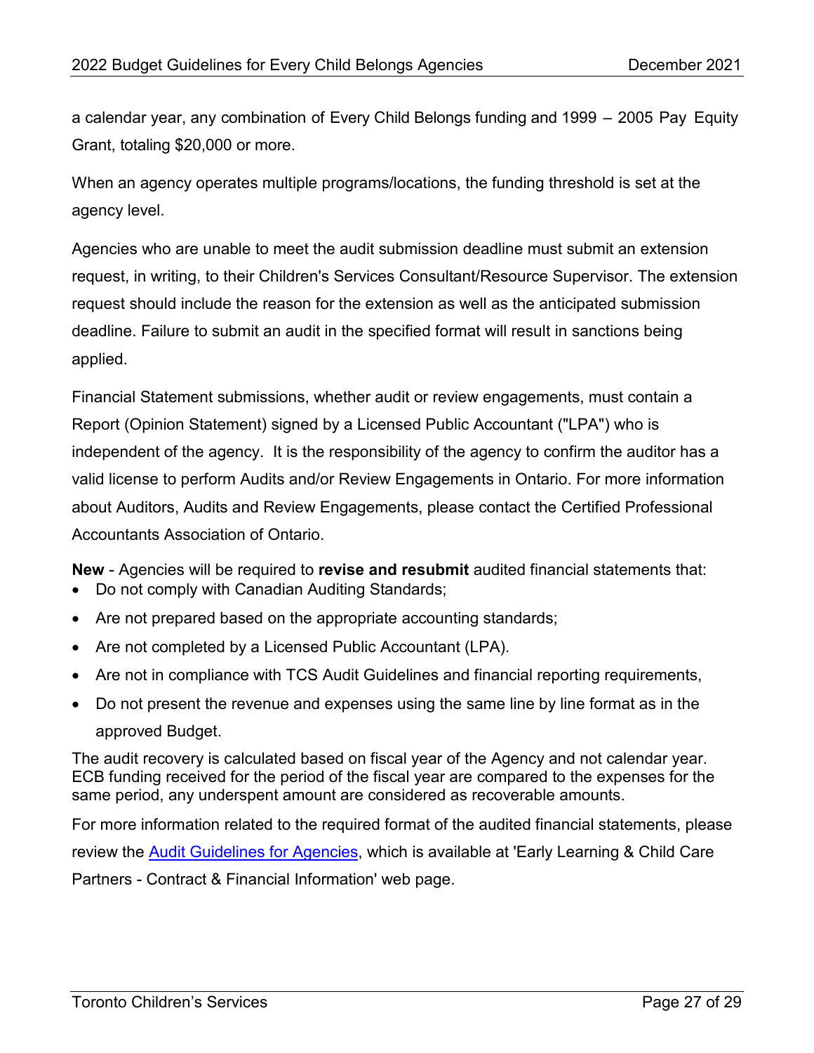a calendar year, any combination of Every Child Belongs funding and 1999 – 2005 Pay Equity Grant, totaling $20,000 or more.

When an agency operates multiple programs/locations, the funding threshold is set at the agency level.

Agencies who are unable to meet the audit submission deadline must submit an extension request, in writing, to their Children's Services Consultant/Resource Supervisor. The extension request should include the reason for the extension as well as the anticipated submission deadline. Failure to submit an audit in the specified format will result in sanctions being applied.

Financial Statement submissions, whether audit or review engagements, must contain a Report (Opinion Statement) signed by a Licensed Public Accountant ("LPA") who is independent of the agency. It is the responsibility of the agency to confirm the auditor has a valid license to perform Audits and/or Review Engagements in Ontario. For more information about Auditors, Audits and Review Engagements, please contact the Certified Professional Accountants Association of Ontario.

**New** - Agencies will be required to **revise and resubmit** audited financial statements that:

- Do not comply with Canadian Auditing Standards;
- Are not prepared based on the appropriate accounting standards;
- Are not completed by a Licensed Public Accountant (LPA).
- Are not in compliance with TCS Audit Guidelines and financial reporting requirements,
- Do not present the revenue and expenses using the same line by line format as in the approved Budget.

The audit recovery is calculated based on fiscal year of the Agency and not calendar year. ECB funding received for the period of the fiscal year are compared to the expenses for the same period, any underspent amount are considered as recoverable amounts.

For more information related to the required format of the audited financial statements, please review the Audit Guidelines for Agencies, which is available at 'Early Learning & Child Care Partners - Contract & Financial Information' web page.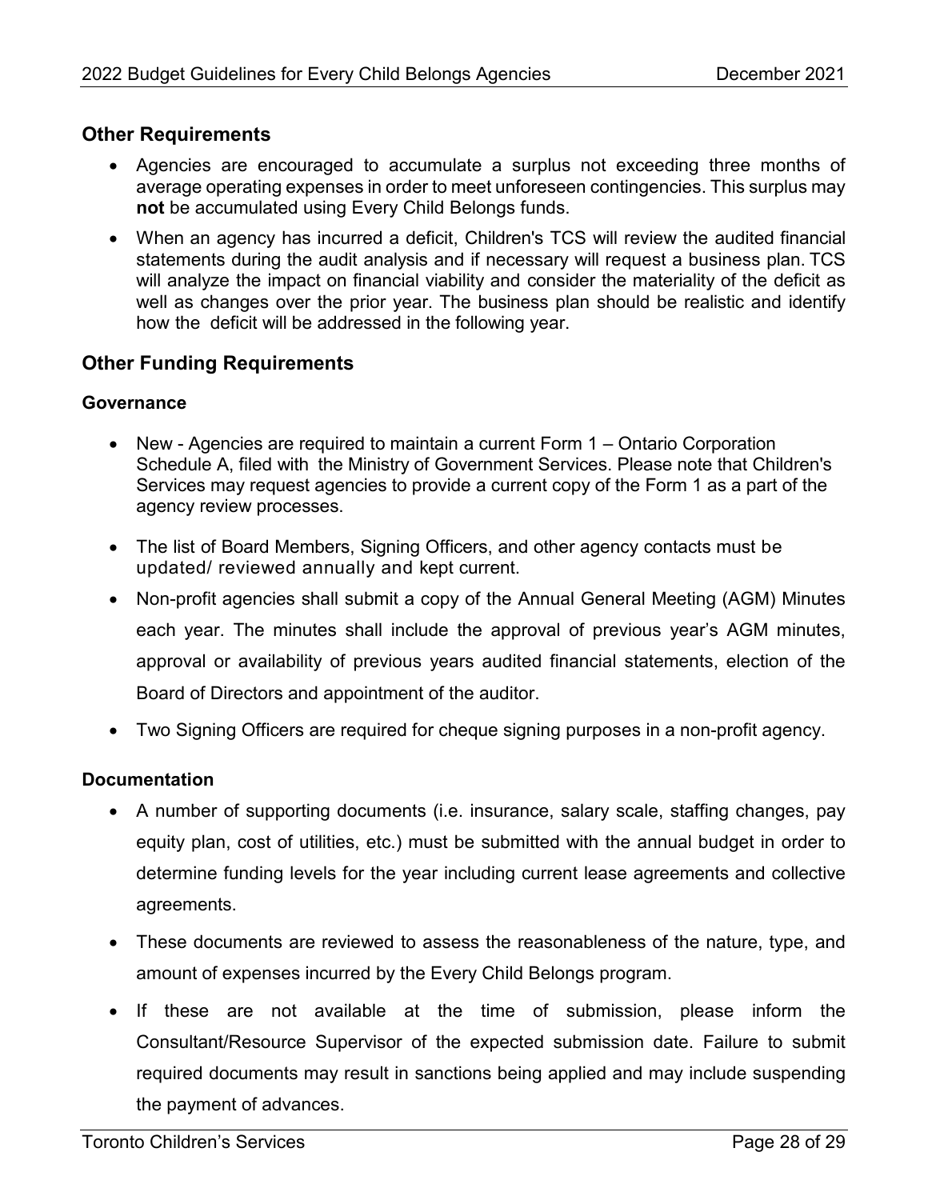## Other Requirements

- Agencies are encouraged to accumulate a surplus not exceeding three months of average operating expenses in order to meet unforeseen contingencies. This surplus may **not** be accumulated using Every Child Belongs funds.
- When an agency has incurred a deficit, Children's TCS will review the audited financial statements during the audit analysis and if necessary will request a business plan. TCS will analyze the impact on financial viability and consider the materiality of the deficit as well as changes over the prior year. The business plan should be realistic and identify how the deficit will be addressed in the following year.

## Other Funding Requirements

### Governance

- New - Agencies are required to maintain a current Form 1 – Ontario Corporation Schedule A, filed with the Ministry of Government Services. Please note that Children's Services may request agencies to provide a current copy of the Form 1 as a part of the agency review processes.
- The list of Board Members, Signing Officers, and other agency contacts must be updated/ reviewed annually and kept current.
- Non-profit agencies shall submit a copy of the Annual General Meeting (AGM) Minutes each year. The minutes shall include the approval of previous year's AGM minutes, approval or availability of previous years audited financial statements, election of the Board of Directors and appointment of the auditor.
- Two Signing Officers are required for cheque signing purposes in a non-profit agency.

### Documentation

- A number of supporting documents (i.e. insurance, salary scale, staffing changes, pay equity plan, cost of utilities, etc.) must be submitted with the annual budget in order to determine funding levels for the year including current lease agreements and collective agreements.
- These documents are reviewed to assess the reasonableness of the nature, type, and amount of expenses incurred by the Every Child Belongs program.
- If these are not available at the time of submission, please inform the Consultant/Resource Supervisor of the expected submission date. Failure to submit required documents may result in sanctions being applied and may include suspending the payment of advances.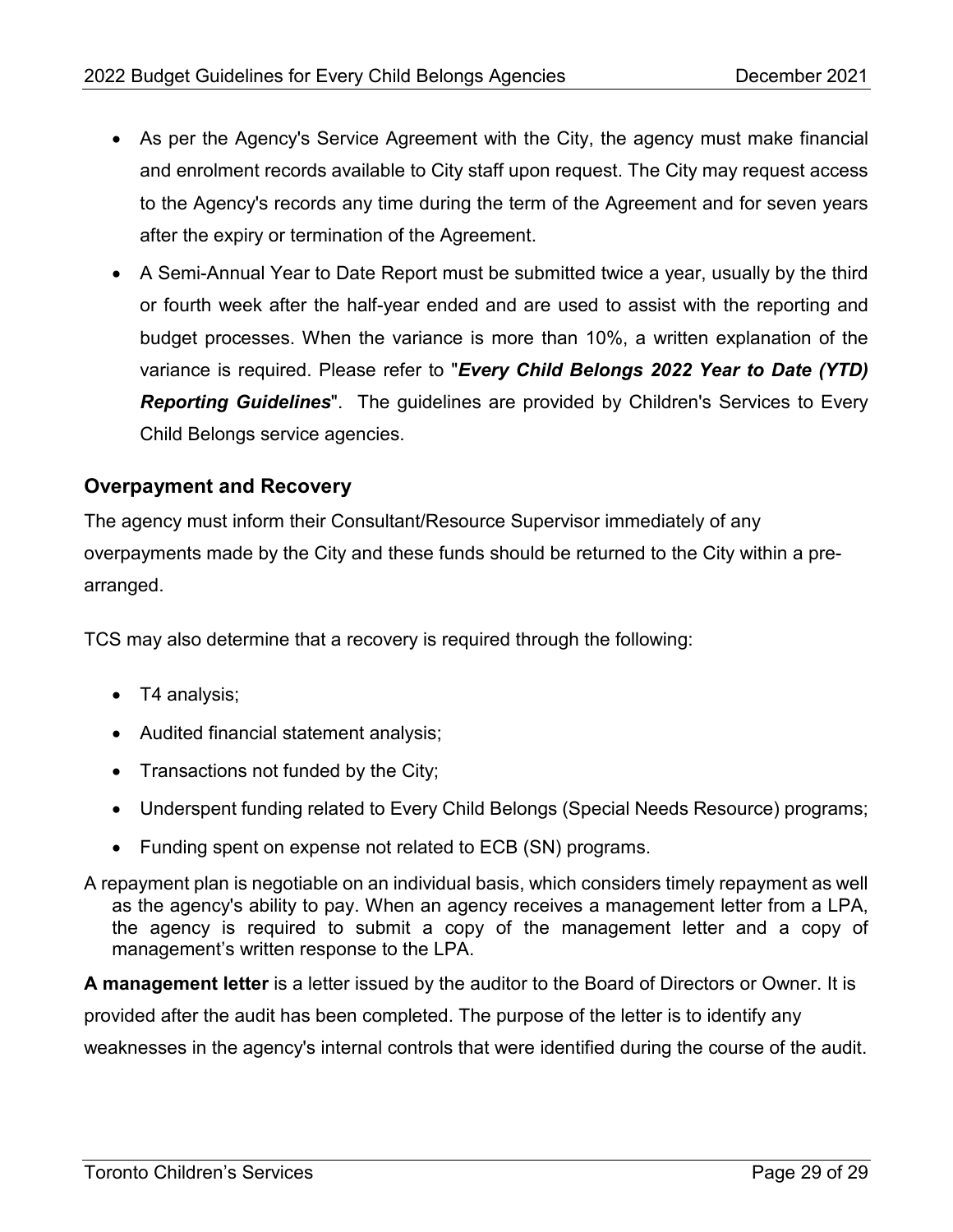- As per the Agency's Service Agreement with the City, the agency must make financial and enrolment records available to City staff upon request. The City may request access to the Agency's records any time during the term of the Agreement and for seven years after the expiry or termination of the Agreement.
- A Semi-Annual Year to Date Report must be submitted twice a year, usually by the third or fourth week after the half-year ended and are used to assist with the reporting and budget processes. When the variance is more than 10%, a written explanation of the variance is required. Please refer to "***Every Child Belongs 2022 Year to Date (YTD) Reporting Guidelines***". The guidelines are provided by Children's Services to Every Child Belongs service agencies.

## Overpayment and Recovery

The agency must inform their Consultant/Resource Supervisor immediately of any overpayments made by the City and these funds should be returned to the City within a pre-arranged.

TCS may also determine that a recovery is required through the following:

- T4 analysis;
- Audited financial statement analysis;
- Transactions not funded by the City;
- Underspent funding related to Every Child Belongs (Special Needs Resource) programs;
- Funding spent on expense not related to ECB (SN) programs.

A repayment plan is negotiable on an individual basis, which considers timely repayment as well as the agency's ability to pay. When an agency receives a management letter from a LPA, the agency is required to submit a copy of the management letter and a copy of management's written response to the LPA.

**A management letter** is a letter issued by the auditor to the Board of Directors or Owner. It is provided after the audit has been completed. The purpose of the letter is to identify any weaknesses in the agency's internal controls that were identified during the course of the audit.